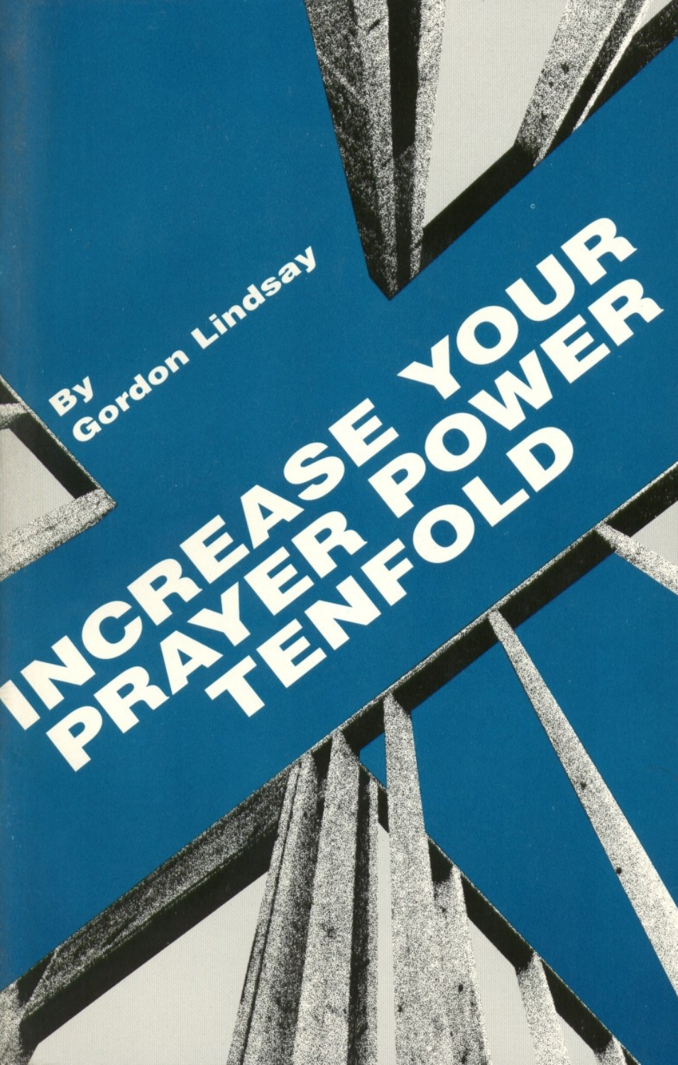# INCREASE YOUR PRAYER POWER TENFOLD

By Gordon Lindsay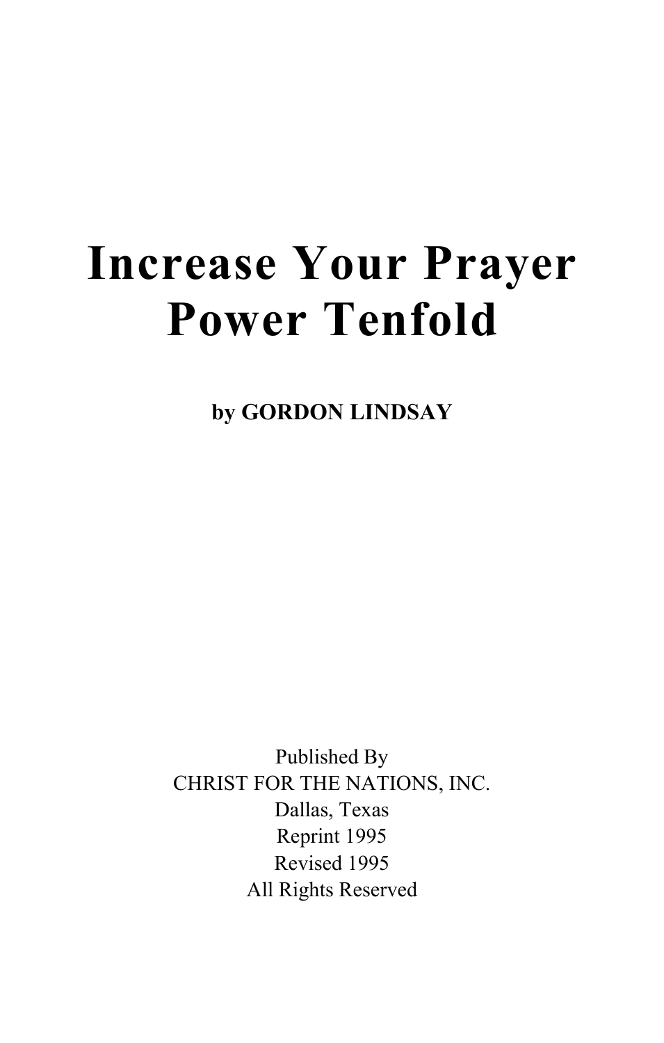# Increase Your Prayer Power Tenfold

**by GORDON LINDSAY**

Published By
CHRIST FOR THE NATIONS, INC.
Dallas, Texas
Reprint 1995
Revised 1995
All Rights Reserved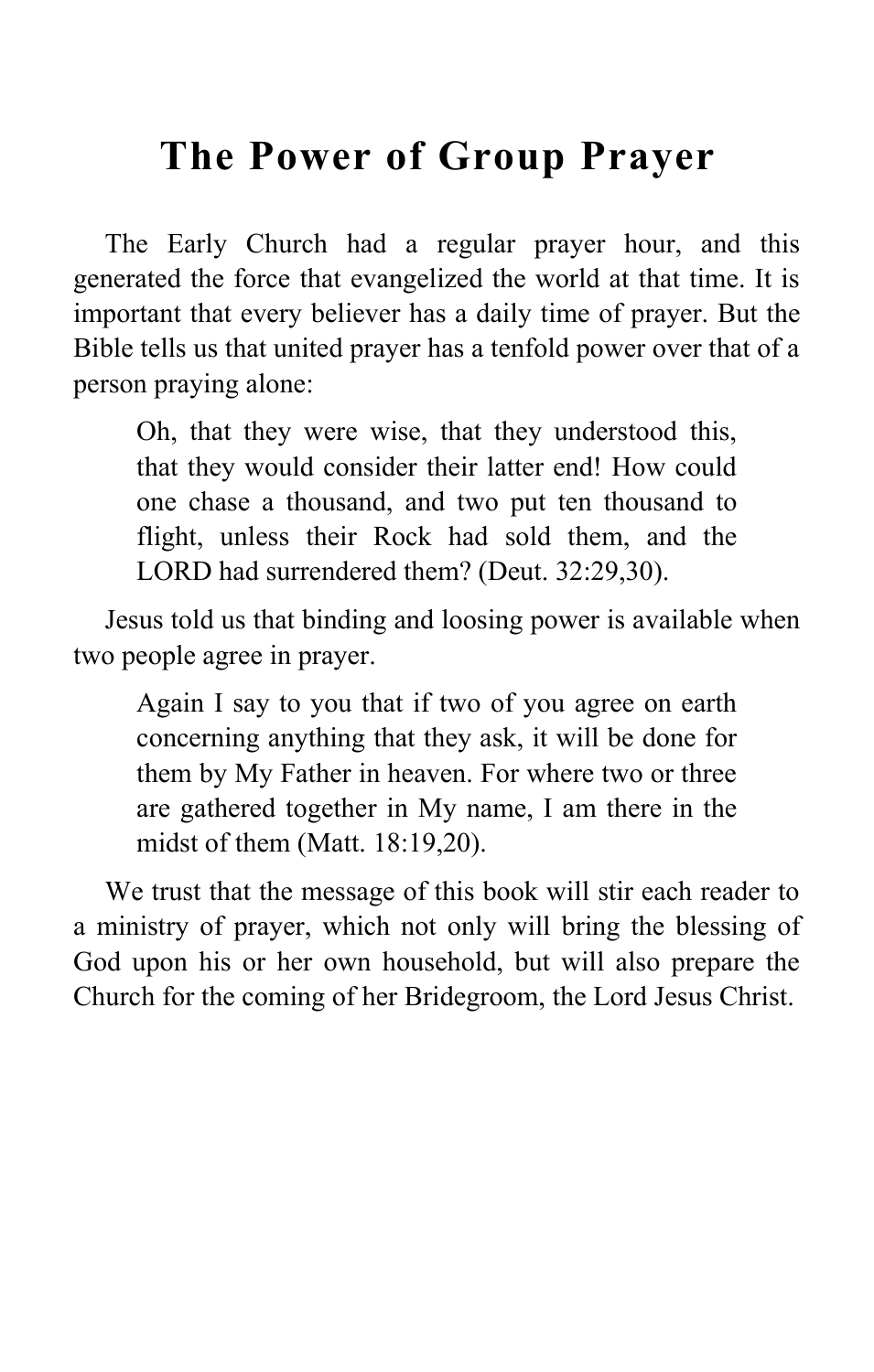# The Power of Group Prayer

The Early Church had a regular prayer hour, and this generated the force that evangelized the world at that time. It is important that every believer has a daily time of prayer. But the Bible tells us that united prayer has a tenfold power over that of a person praying alone:

> Oh, that they were wise, that they understood this, that they would consider their latter end! How could one chase a thousand, and two put ten thousand to flight, unless their Rock had sold them, and the LORD had surrendered them? (Deut. 32:29,30).

Jesus told us that binding and loosing power is available when two people agree in prayer.

> Again I say to you that if two of you agree on earth concerning anything that they ask, it will be done for them by My Father in heaven. For where two or three are gathered together in My name, I am there in the midst of them (Matt. 18:19,20).

We trust that the message of this book will stir each reader to a ministry of prayer, which not only will bring the blessing of God upon his or her own household, but will also prepare the Church for the coming of her Bridegroom, the Lord Jesus Christ.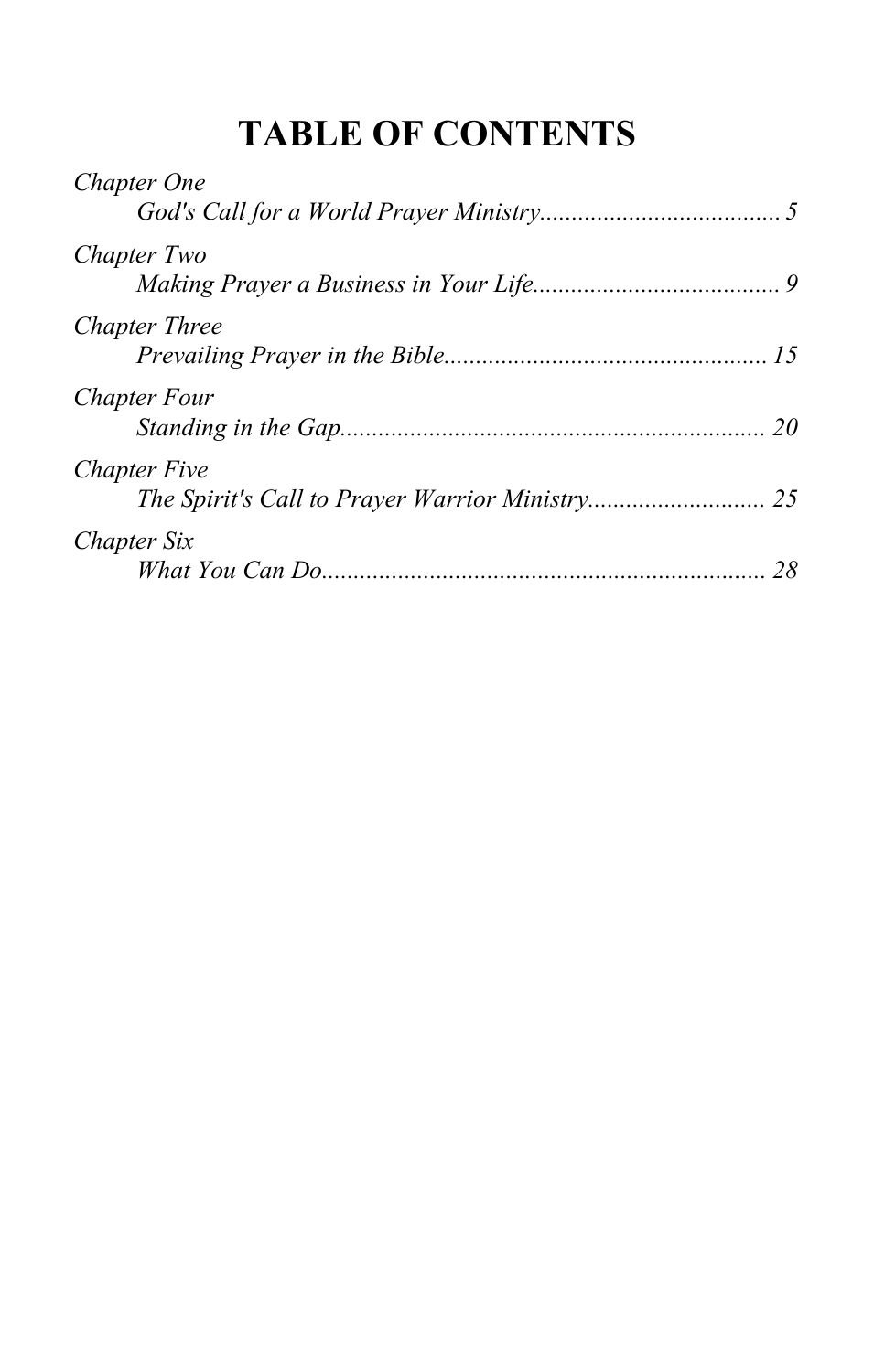# TABLE OF CONTENTS

*Chapter One*
*God's Call for a World Prayer Ministry*...................................... *5*

*Chapter Two*
*Making Prayer a Business in Your Life*....................................... *9*

*Chapter Three*
*Prevailing Prayer in the Bible*................................................... *15*

*Chapter Four*
*Standing in the Gap*................................................................... *20*

*Chapter Five*
*The Spirit's Call to Prayer Warrior Ministry*............................ *25*

*Chapter Six*
*What You Can Do*...................................................................... *28*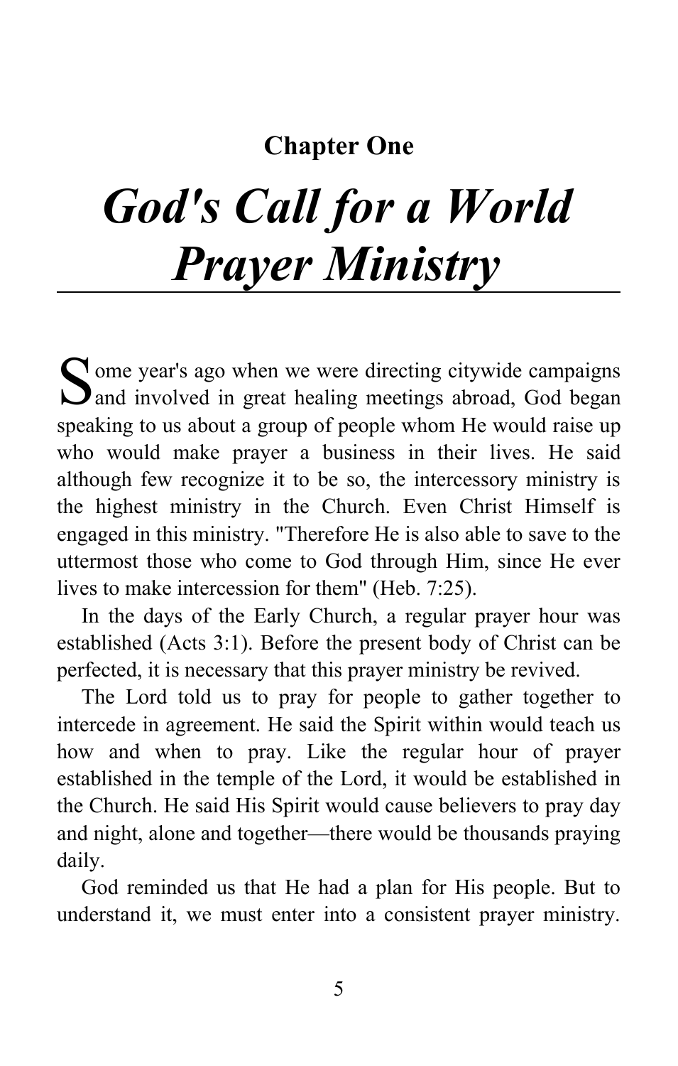## Chapter One

# *God's Call for a World Prayer Ministry*

Some year's ago when we were directing citywide campaigns and involved in great healing meetings abroad, God began speaking to us about a group of people whom He would raise up who would make prayer a business in their lives. He said although few recognize it to be so, the intercessory ministry is the highest ministry in the Church. Even Christ Himself is engaged in this ministry. "Therefore He is also able to save to the uttermost those who come to God through Him, since He ever lives to make intercession for them" (Heb. 7:25).

In the days of the Early Church, a regular prayer hour was established (Acts 3:1). Before the present body of Christ can be perfected, it is necessary that this prayer ministry be revived.

The Lord told us to pray for people to gather together to intercede in agreement. He said the Spirit within would teach us how and when to pray. Like the regular hour of prayer established in the temple of the Lord, it would be established in the Church. He said His Spirit would cause believers to pray day and night, alone and together—there would be thousands praying daily.

God reminded us that He had a plan for His people. But to understand it, we must enter into a consistent prayer ministry.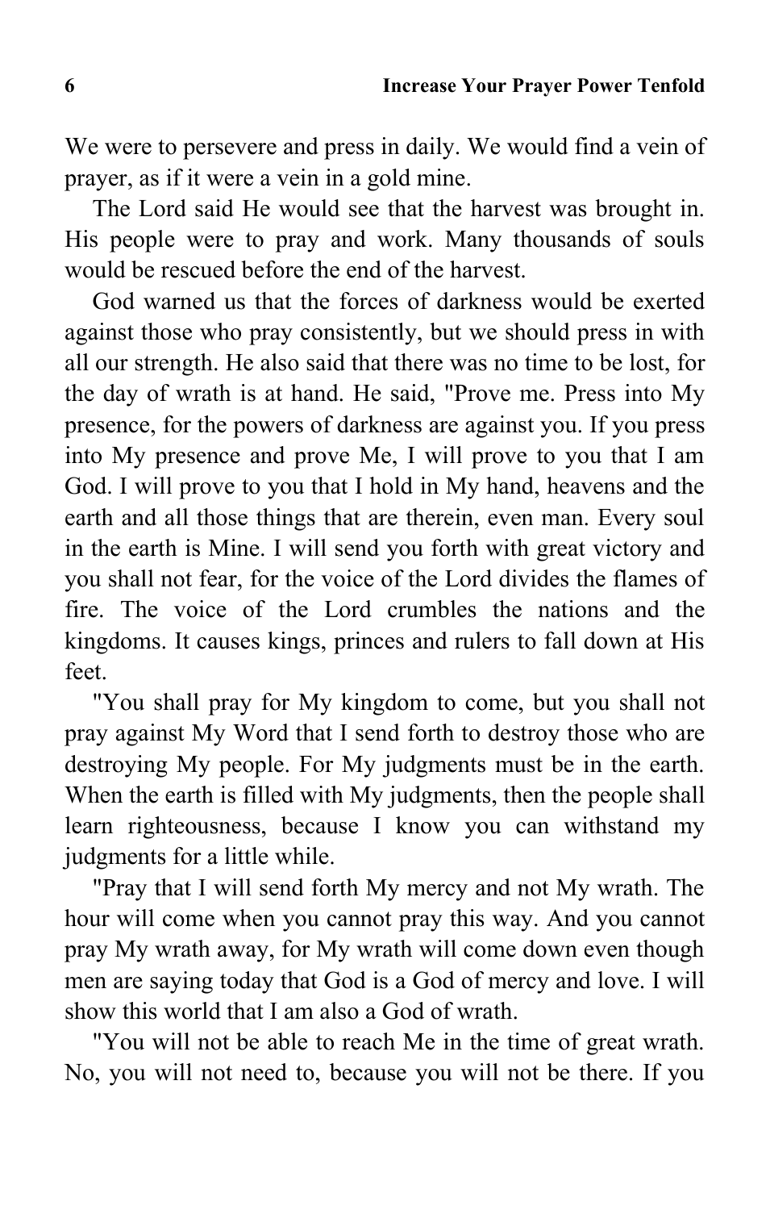We were to persevere and press in daily. We would find a vein of prayer, as if it were a vein in a gold mine.

The Lord said He would see that the harvest was brought in. His people were to pray and work. Many thousands of souls would be rescued before the end of the harvest.

God warned us that the forces of darkness would be exerted against those who pray consistently, but we should press in with all our strength. He also said that there was no time to be lost, for the day of wrath is at hand. He said, "Prove me. Press into My presence, for the powers of darkness are against you. If you press into My presence and prove Me, I will prove to you that I am God. I will prove to you that I hold in My hand, heavens and the earth and all those things that are therein, even man. Every soul in the earth is Mine. I will send you forth with great victory and you shall not fear, for the voice of the Lord divides the flames of fire. The voice of the Lord crumbles the nations and the kingdoms. It causes kings, princes and rulers to fall down at His feet.

"You shall pray for My kingdom to come, but you shall not pray against My Word that I send forth to destroy those who are destroying My people. For My judgments must be in the earth. When the earth is filled with My judgments, then the people shall learn righteousness, because I know you can withstand my judgments for a little while.

"Pray that I will send forth My mercy and not My wrath. The hour will come when you cannot pray this way. And you cannot pray My wrath away, for My wrath will come down even though men are saying today that God is a God of mercy and love. I will show this world that I am also a God of wrath.

"You will not be able to reach Me in the time of great wrath. No, you will not need to, because you will not be there. If you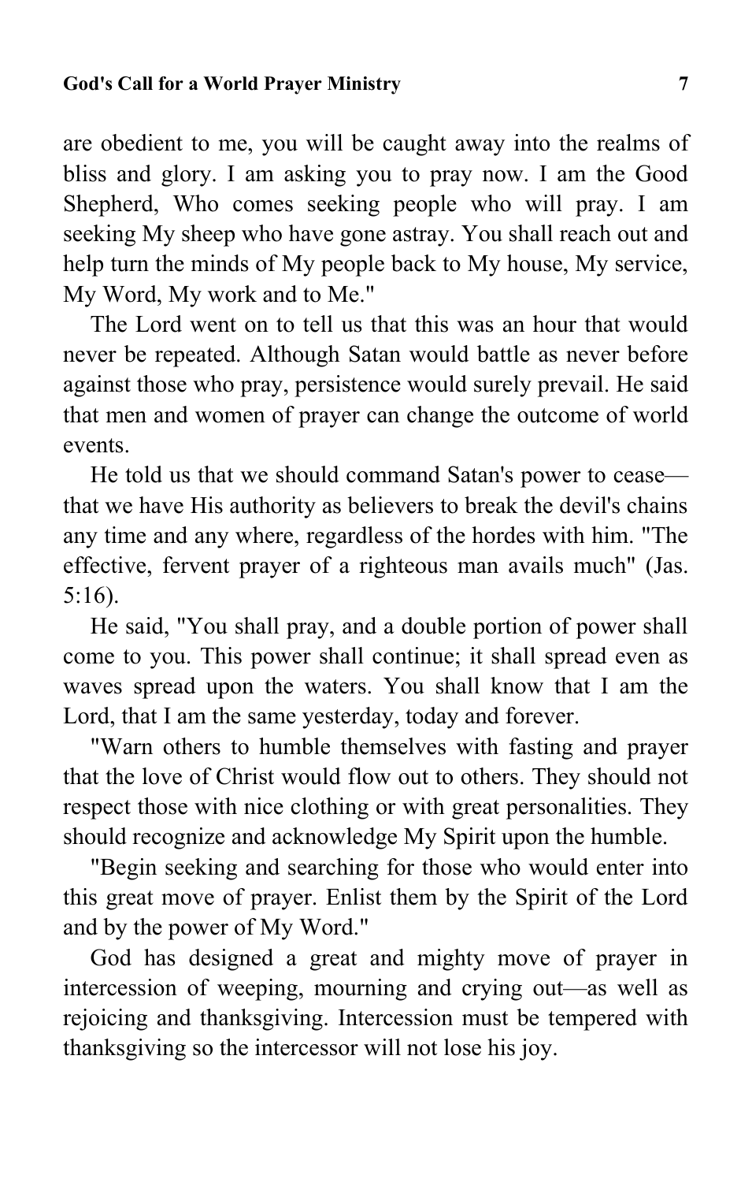are obedient to me, you will be caught away into the realms of bliss and glory. I am asking you to pray now. I am the Good Shepherd, Who comes seeking people who will pray. I am seeking My sheep who have gone astray. You shall reach out and help turn the minds of My people back to My house, My service, My Word, My work and to Me."

The Lord went on to tell us that this was an hour that would never be repeated. Although Satan would battle as never before against those who pray, persistence would surely prevail. He said that men and women of prayer can change the outcome of world events.

He told us that we should command Satan's power to cease—that we have His authority as believers to break the devil's chains any time and any where, regardless of the hordes with him. "The effective, fervent prayer of a righteous man avails much" (Jas. 5:16).

He said, "You shall pray, and a double portion of power shall come to you. This power shall continue; it shall spread even as waves spread upon the waters. You shall know that I am the Lord, that I am the same yesterday, today and forever.

"Warn others to humble themselves with fasting and prayer that the love of Christ would flow out to others. They should not respect those with nice clothing or with great personalities. They should recognize and acknowledge My Spirit upon the humble.

"Begin seeking and searching for those who would enter into this great move of prayer. Enlist them by the Spirit of the Lord and by the power of My Word."

God has designed a great and mighty move of prayer in intercession of weeping, mourning and crying out—as well as rejoicing and thanksgiving. Intercession must be tempered with thanksgiving so the intercessor will not lose his joy.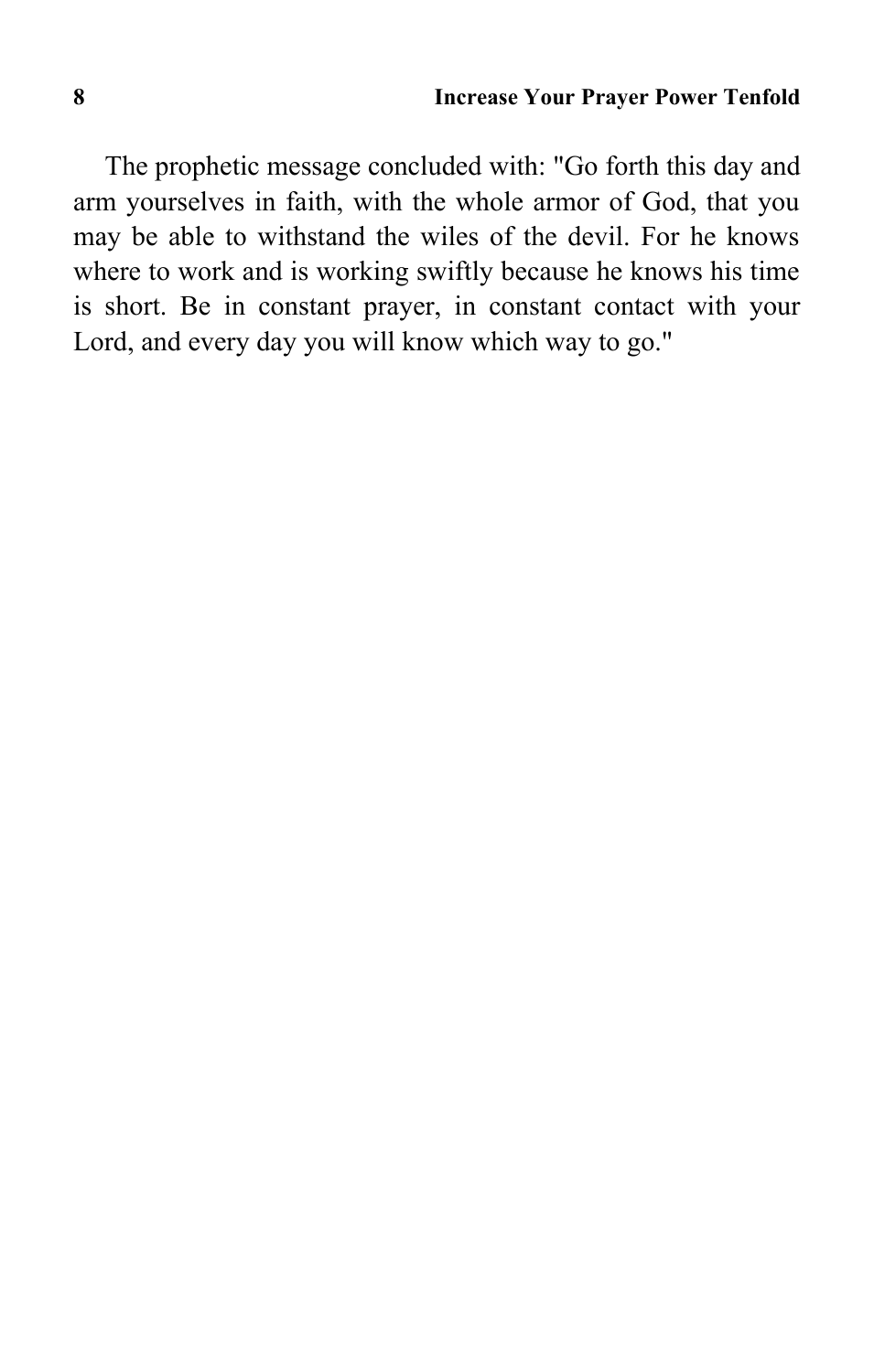The prophetic message concluded with: "Go forth this day and arm yourselves in faith, with the whole armor of God, that you may be able to withstand the wiles of the devil. For he knows where to work and is working swiftly because he knows his time is short. Be in constant prayer, in constant contact with your Lord, and every day you will know which way to go."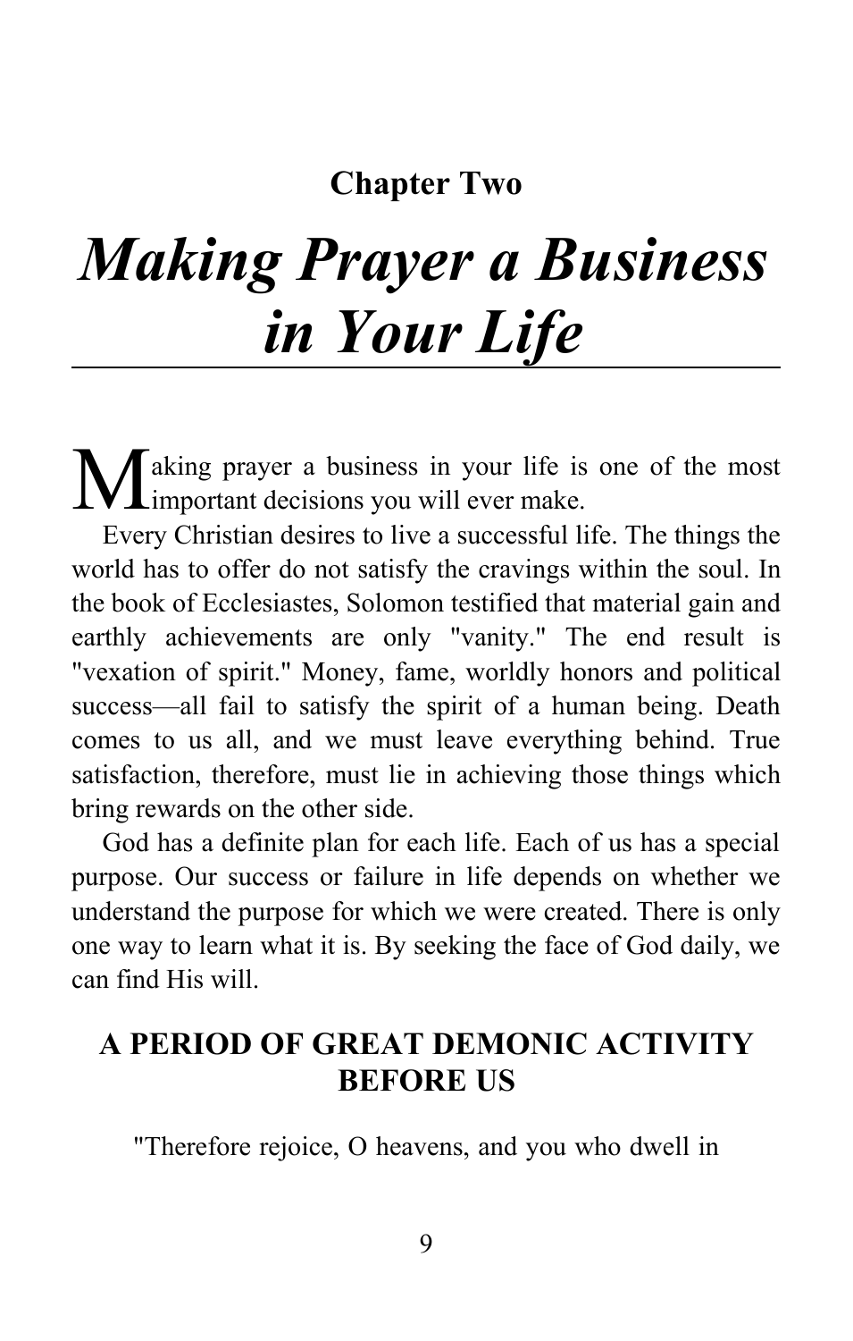**Chapter Two**

# *Making Prayer a Business in Your Life*

Making prayer a business in your life is one of the most important decisions you will ever make.

Every Christian desires to live a successful life. The things the world has to offer do not satisfy the cravings within the soul. In the book of Ecclesiastes, Solomon testified that material gain and earthly achievements are only "vanity." The end result is "vexation of spirit." Money, fame, worldly honors and political success—all fail to satisfy the spirit of a human being. Death comes to us all, and we must leave everything behind. True satisfaction, therefore, must lie in achieving those things which bring rewards on the other side.

God has a definite plan for each life. Each of us has a special purpose. Our success or failure in life depends on whether we understand the purpose for which we were created. There is only one way to learn what it is. By seeking the face of God daily, we can find His will.

## A PERIOD OF GREAT DEMONIC ACTIVITY BEFORE US

"Therefore rejoice, O heavens, and you who dwell in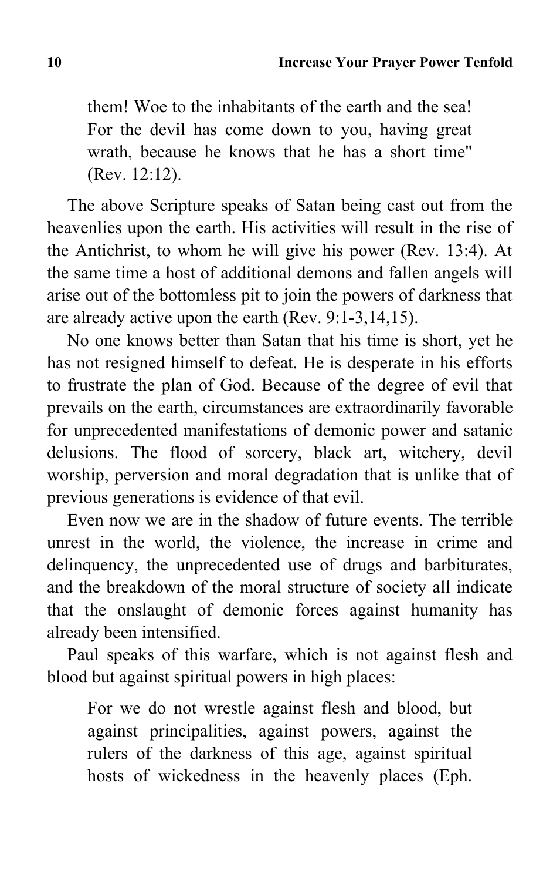> them! Woe to the inhabitants of the earth and the sea! For the devil has come down to you, having great wrath, because he knows that he has a short time" (Rev. 12:12).

The above Scripture speaks of Satan being cast out from the heavenlies upon the earth. His activities will result in the rise of the Antichrist, to whom he will give his power (Rev. 13:4). At the same time a host of additional demons and fallen angels will arise out of the bottomless pit to join the powers of darkness that are already active upon the earth (Rev. 9:1-3,14,15).

No one knows better than Satan that his time is short, yet he has not resigned himself to defeat. He is desperate in his efforts to frustrate the plan of God. Because of the degree of evil that prevails on the earth, circumstances are extraordinarily favorable for unprecedented manifestations of demonic power and satanic delusions. The flood of sorcery, black art, witchery, devil worship, perversion and moral degradation that is unlike that of previous generations is evidence of that evil.

Even now we are in the shadow of future events. The terrible unrest in the world, the violence, the increase in crime and delinquency, the unprecedented use of drugs and barbiturates, and the breakdown of the moral structure of society all indicate that the onslaught of demonic forces against humanity has already been intensified.

Paul speaks of this warfare, which is not against flesh and blood but against spiritual powers in high places:

> For we do not wrestle against flesh and blood, but against principalities, against powers, against the rulers of the darkness of this age, against spiritual hosts of wickedness in the heavenly places (Eph.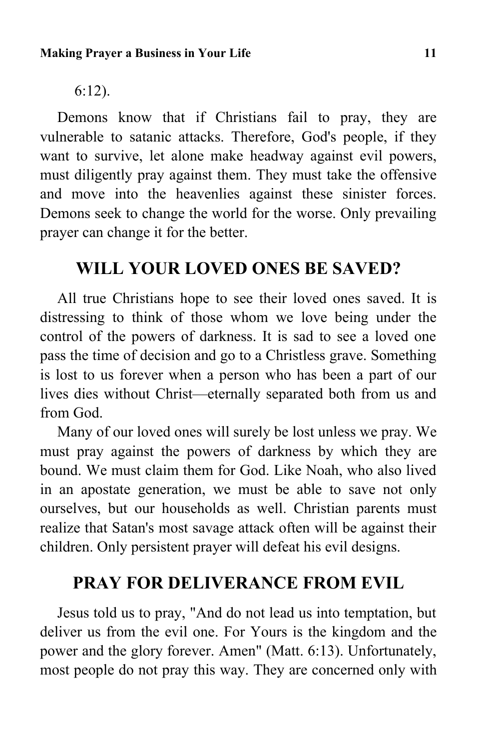6:12).

Demons know that if Christians fail to pray, they are vulnerable to satanic attacks. Therefore, God's people, if they want to survive, let alone make headway against evil powers, must diligently pray against them. They must take the offensive and move into the heavenlies against these sinister forces. Demons seek to change the world for the worse. Only prevailing prayer can change it for the better.

## WILL YOUR LOVED ONES BE SAVED?

All true Christians hope to see their loved ones saved. It is distressing to think of those whom we love being under the control of the powers of darkness. It is sad to see a loved one pass the time of decision and go to a Christless grave. Something is lost to us forever when a person who has been a part of our lives dies without Christ—eternally separated both from us and from God.

Many of our loved ones will surely be lost unless we pray. We must pray against the powers of darkness by which they are bound. We must claim them for God. Like Noah, who also lived in an apostate generation, we must be able to save not only ourselves, but our households as well. Christian parents must realize that Satan's most savage attack often will be against their children. Only persistent prayer will defeat his evil designs.

## PRAY FOR DELIVERANCE FROM EVIL

Jesus told us to pray, "And do not lead us into temptation, but deliver us from the evil one. For Yours is the kingdom and the power and the glory forever. Amen" (Matt. 6:13). Unfortunately, most people do not pray this way. They are concerned only with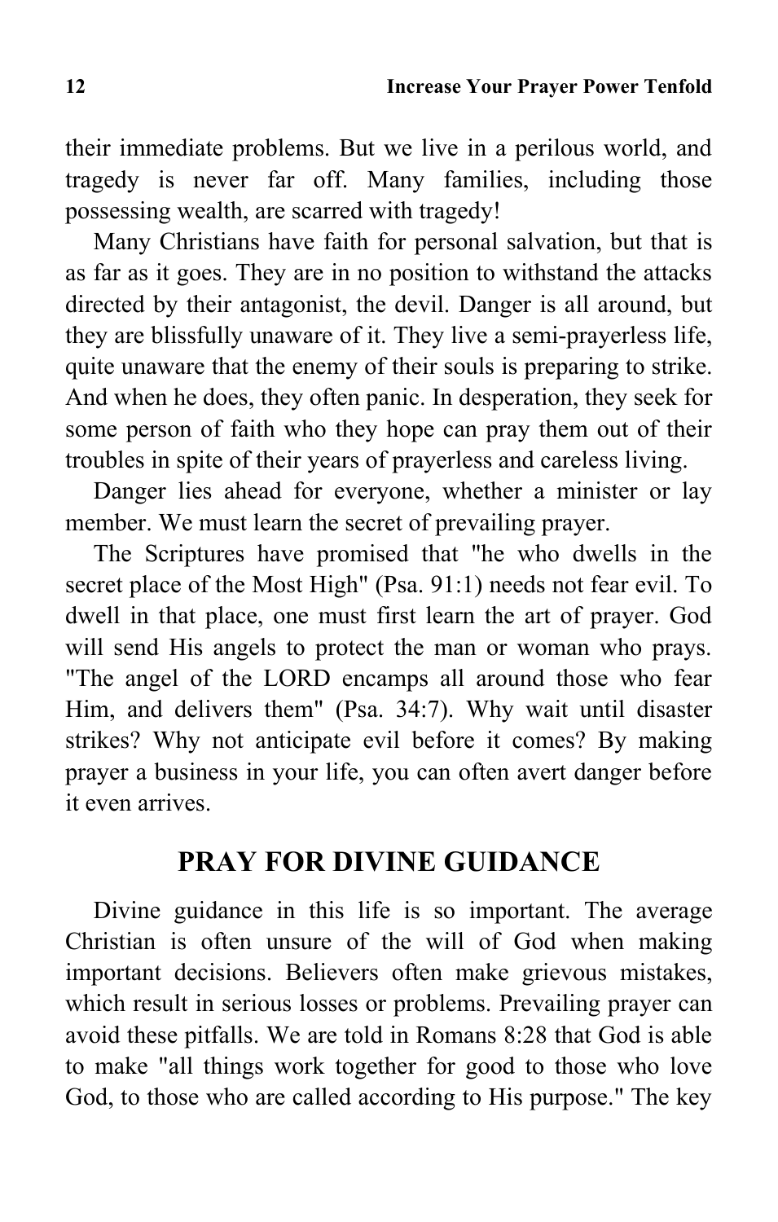their immediate problems. But we live in a perilous world, and tragedy is never far off. Many families, including those possessing wealth, are scarred with tragedy!

Many Christians have faith for personal salvation, but that is as far as it goes. They are in no position to withstand the attacks directed by their antagonist, the devil. Danger is all around, but they are blissfully unaware of it. They live a semi-prayerless life, quite unaware that the enemy of their souls is preparing to strike. And when he does, they often panic. In desperation, they seek for some person of faith who they hope can pray them out of their troubles in spite of their years of prayerless and careless living.

Danger lies ahead for everyone, whether a minister or lay member. We must learn the secret of prevailing prayer.

The Scriptures have promised that "he who dwells in the secret place of the Most High" (Psa. 91:1) needs not fear evil. To dwell in that place, one must first learn the art of prayer. God will send His angels to protect the man or woman who prays. "The angel of the LORD encamps all around those who fear Him, and delivers them" (Psa. 34:7). Why wait until disaster strikes? Why not anticipate evil before it comes? By making prayer a business in your life, you can often avert danger before it even arrives.

## PRAY FOR DIVINE GUIDANCE

Divine guidance in this life is so important. The average Christian is often unsure of the will of God when making important decisions. Believers often make grievous mistakes, which result in serious losses or problems. Prevailing prayer can avoid these pitfalls. We are told in Romans 8:28 that God is able to make "all things work together for good to those who love God, to those who are called according to His purpose." The key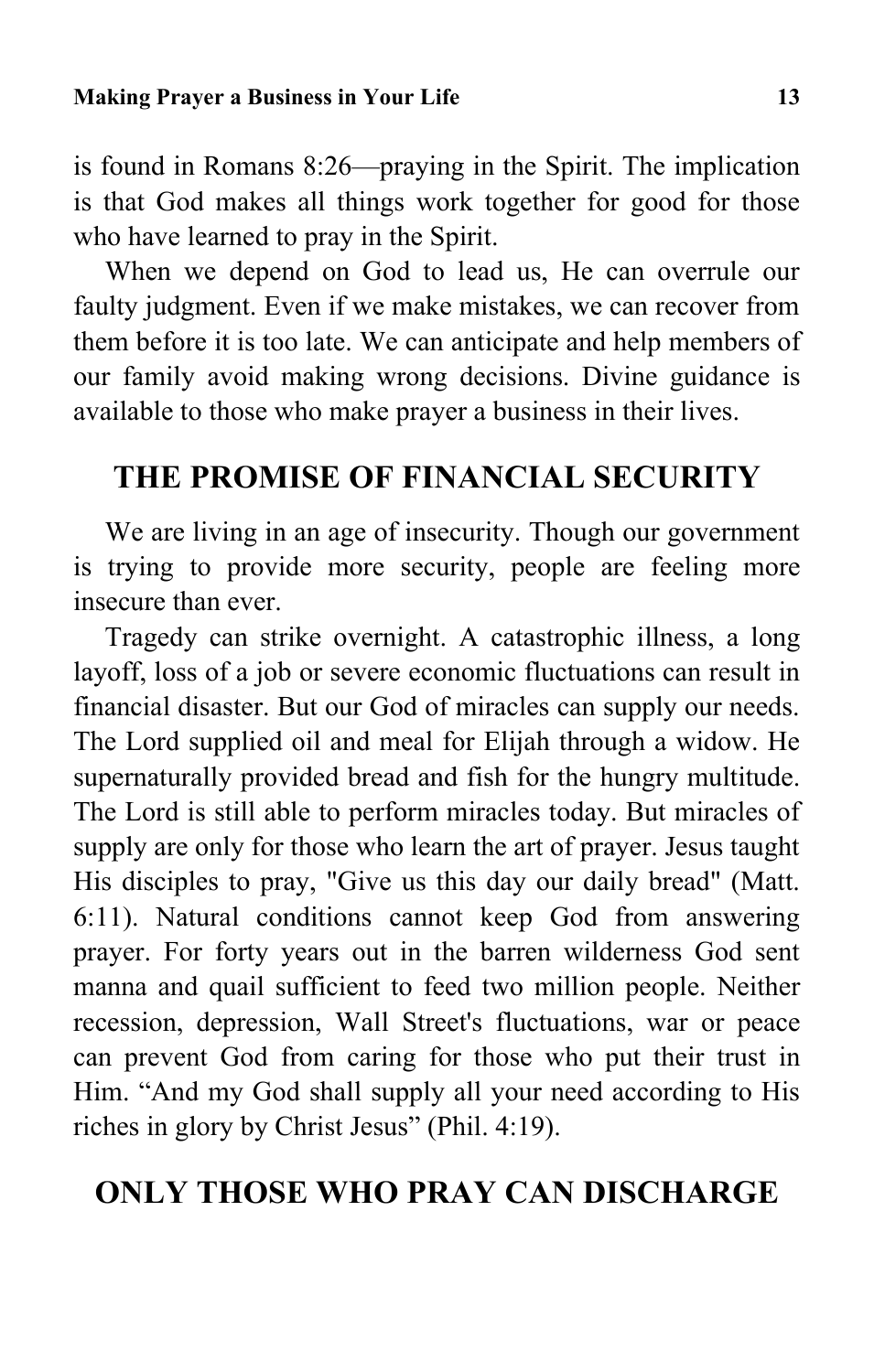is found in Romans 8:26—praying in the Spirit. The implication is that God makes all things work together for good for those who have learned to pray in the Spirit.

When we depend on God to lead us, He can overrule our faulty judgment. Even if we make mistakes, we can recover from them before it is too late. We can anticipate and help members of our family avoid making wrong decisions. Divine guidance is available to those who make prayer a business in their lives.

## THE PROMISE OF FINANCIAL SECURITY

We are living in an age of insecurity. Though our government is trying to provide more security, people are feeling more insecure than ever.

Tragedy can strike overnight. A catastrophic illness, a long layoff, loss of a job or severe economic fluctuations can result in financial disaster. But our God of miracles can supply our needs. The Lord supplied oil and meal for Elijah through a widow. He supernaturally provided bread and fish for the hungry multitude. The Lord is still able to perform miracles today. But miracles of supply are only for those who learn the art of prayer. Jesus taught His disciples to pray, "Give us this day our daily bread" (Matt. 6:11). Natural conditions cannot keep God from answering prayer. For forty years out in the barren wilderness God sent manna and quail sufficient to feed two million people. Neither recession, depression, Wall Street's fluctuations, war or peace can prevent God from caring for those who put their trust in Him. “And my God shall supply all your need according to His riches in glory by Christ Jesus” (Phil. 4:19).

## ONLY THOSE WHO PRAY CAN DISCHARGE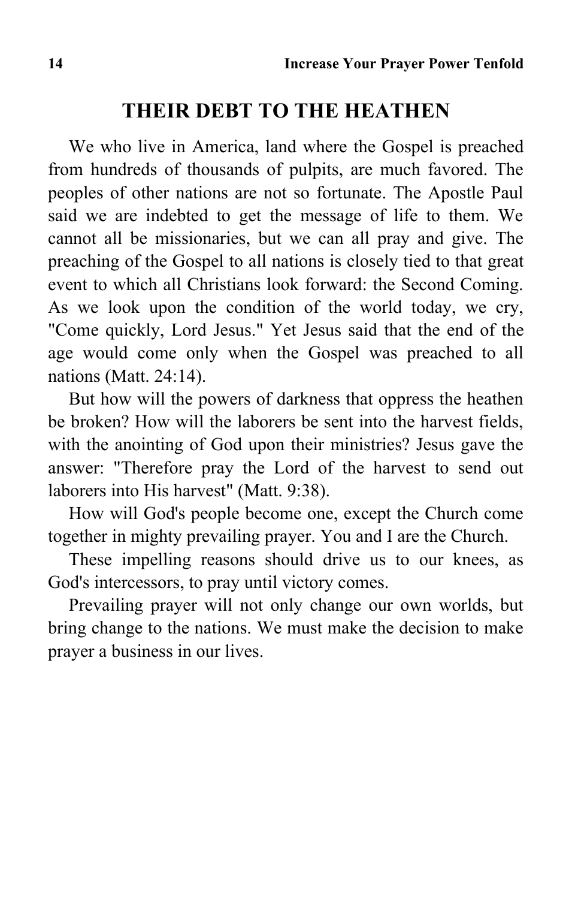## THEIR DEBT TO THE HEATHEN

We who live in America, land where the Gospel is preached from hundreds of thousands of pulpits, are much favored. The peoples of other nations are not so fortunate. The Apostle Paul said we are indebted to get the message of life to them. We cannot all be missionaries, but we can all pray and give. The preaching of the Gospel to all nations is closely tied to that great event to which all Christians look forward: the Second Coming. As we look upon the condition of the world today, we cry, "Come quickly, Lord Jesus." Yet Jesus said that the end of the age would come only when the Gospel was preached to all nations (Matt. 24:14).

But how will the powers of darkness that oppress the heathen be broken? How will the laborers be sent into the harvest fields, with the anointing of God upon their ministries? Jesus gave the answer: "Therefore pray the Lord of the harvest to send out laborers into His harvest" (Matt. 9:38).

How will God's people become one, except the Church come together in mighty prevailing prayer. You and I are the Church.

These impelling reasons should drive us to our knees, as God's intercessors, to pray until victory comes.

Prevailing prayer will not only change our own worlds, but bring change to the nations. We must make the decision to make prayer a business in our lives.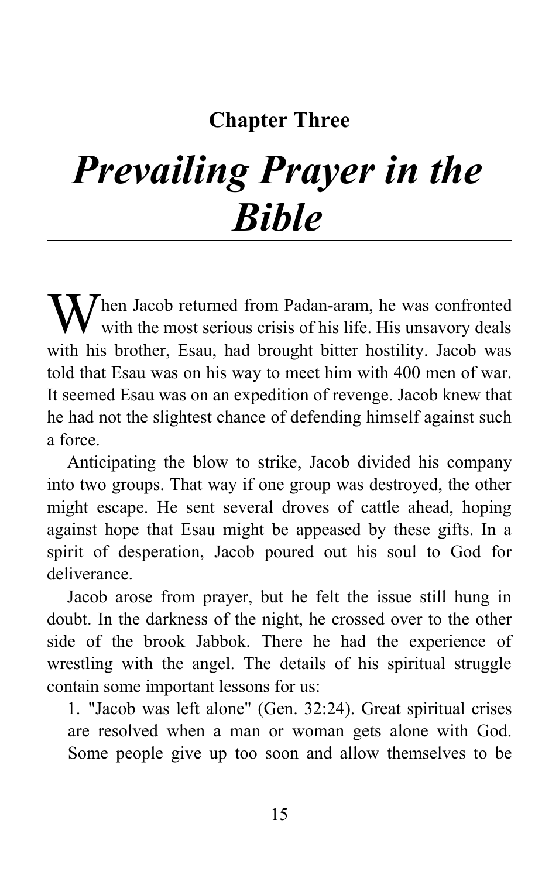## Chapter Three

# *Prevailing Prayer in the Bible*

When Jacob returned from Padan-aram, he was confronted with the most serious crisis of his life. His unsavory deals with his brother, Esau, had brought bitter hostility. Jacob was told that Esau was on his way to meet him with 400 men of war. It seemed Esau was on an expedition of revenge. Jacob knew that he had not the slightest chance of defending himself against such a force.

Anticipating the blow to strike, Jacob divided his company into two groups. That way if one group was destroyed, the other might escape. He sent several droves of cattle ahead, hoping against hope that Esau might be appeased by these gifts. In a spirit of desperation, Jacob poured out his soul to God for deliverance.

Jacob arose from prayer, but he felt the issue still hung in doubt. In the darkness of the night, he crossed over to the other side of the brook Jabbok. There he had the experience of wrestling with the angel. The details of his spiritual struggle contain some important lessons for us:

1. "Jacob was left alone" (Gen. 32:24). Great spiritual crises are resolved when a man or woman gets alone with God. Some people give up too soon and allow themselves to be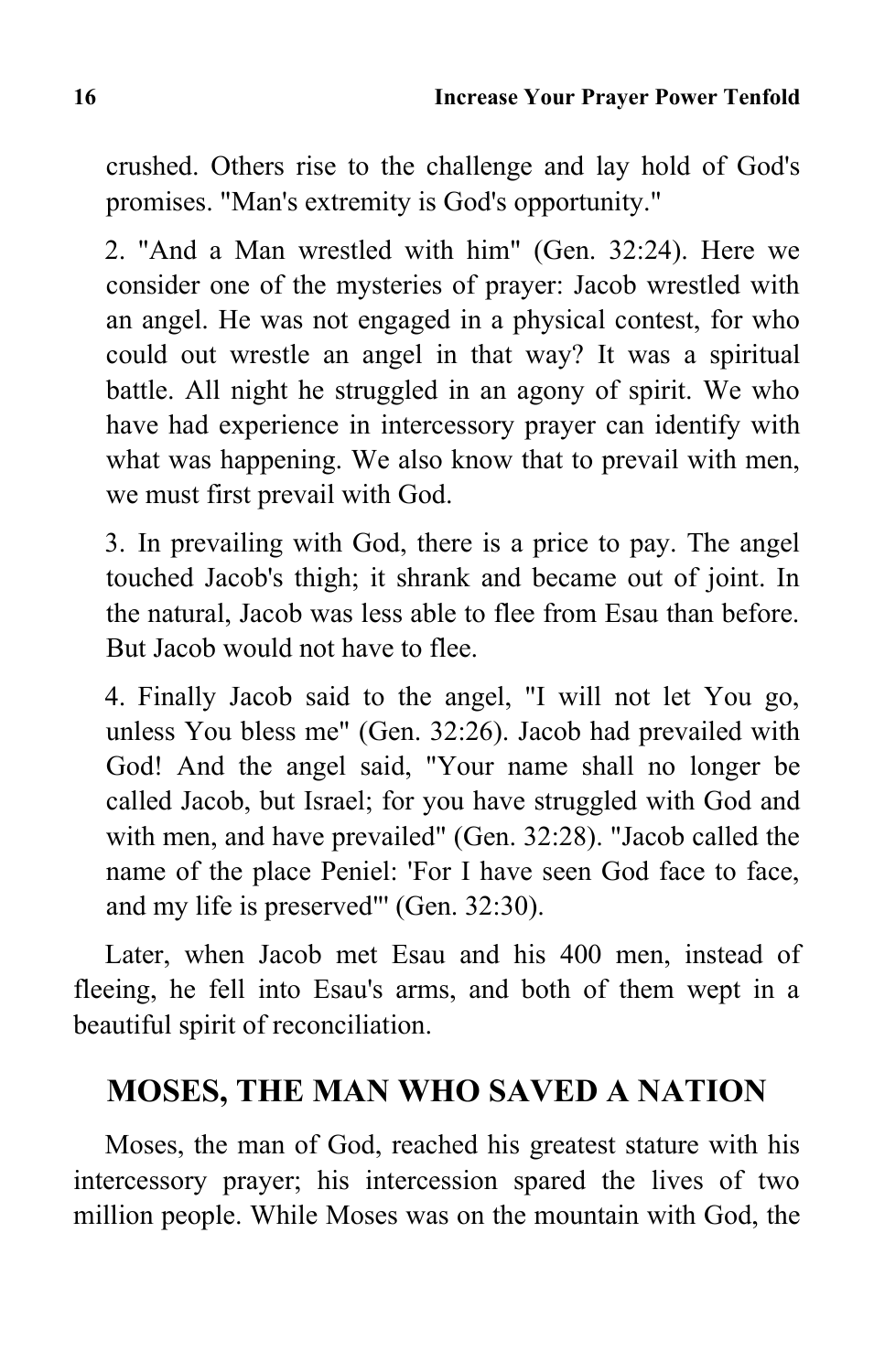crushed. Others rise to the challenge and lay hold of God's promises. "Man's extremity is God's opportunity."

2. "And a Man wrestled with him" (Gen. 32:24). Here we consider one of the mysteries of prayer: Jacob wrestled with an angel. He was not engaged in a physical contest, for who could out wrestle an angel in that way? It was a spiritual battle. All night he struggled in an agony of spirit. We who have had experience in intercessory prayer can identify with what was happening. We also know that to prevail with men, we must first prevail with God.

3. In prevailing with God, there is a price to pay. The angel touched Jacob's thigh; it shrank and became out of joint. In the natural, Jacob was less able to flee from Esau than before. But Jacob would not have to flee.

4. Finally Jacob said to the angel, "I will not let You go, unless You bless me" (Gen. 32:26). Jacob had prevailed with God! And the angel said, "Your name shall no longer be called Jacob, but Israel; for you have struggled with God and with men, and have prevailed" (Gen. 32:28). "Jacob called the name of the place Peniel: 'For I have seen God face to face, and my life is preserved'" (Gen. 32:30).

Later, when Jacob met Esau and his 400 men, instead of fleeing, he fell into Esau's arms, and both of them wept in a beautiful spirit of reconciliation.

## MOSES, THE MAN WHO SAVED A NATION

Moses, the man of God, reached his greatest stature with his intercessory prayer; his intercession spared the lives of two million people. While Moses was on the mountain with God, the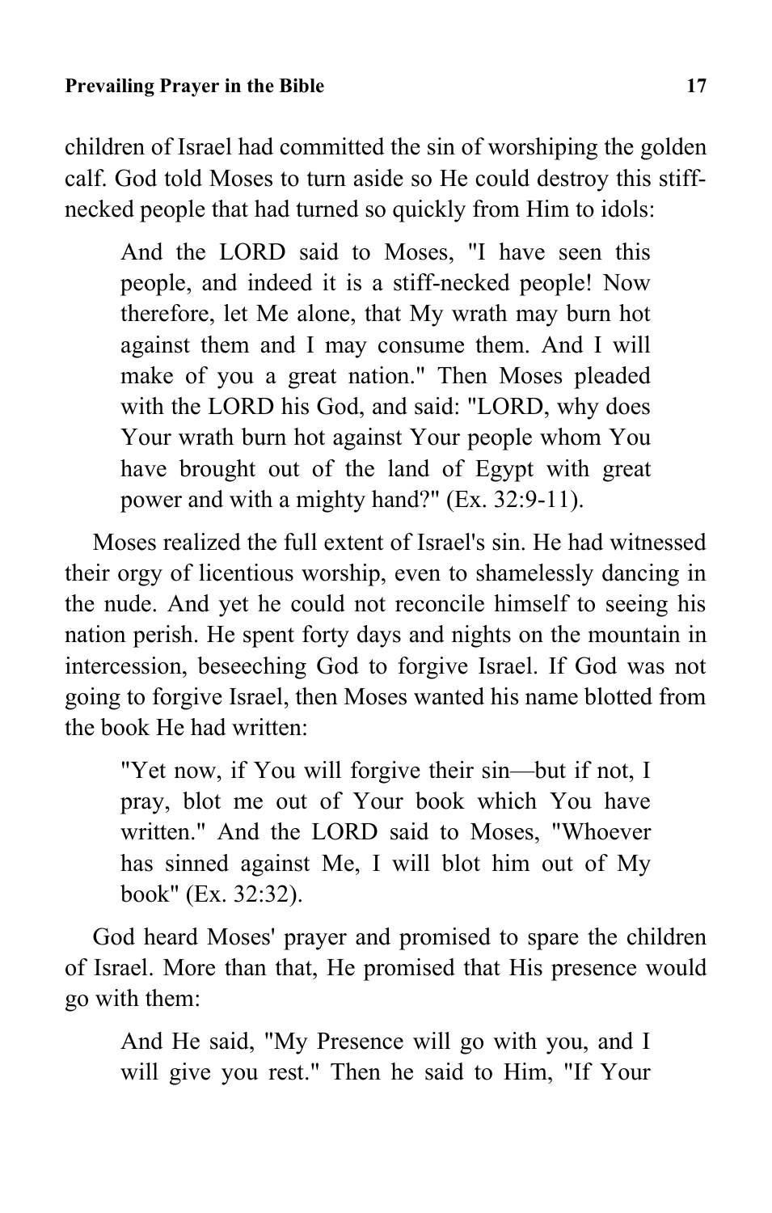children of Israel had committed the sin of worshiping the golden calf. God told Moses to turn aside so He could destroy this stiff-necked people that had turned so quickly from Him to idols:

> And the LORD said to Moses, "I have seen this people, and indeed it is a stiff-necked people! Now therefore, let Me alone, that My wrath may burn hot against them and I may consume them. And I will make of you a great nation." Then Moses pleaded with the LORD his God, and said: "LORD, why does Your wrath burn hot against Your people whom You have brought out of the land of Egypt with great power and with a mighty hand?" (Ex. 32:9-11).

Moses realized the full extent of Israel's sin. He had witnessed their orgy of licentious worship, even to shamelessly dancing in the nude. And yet he could not reconcile himself to seeing his nation perish. He spent forty days and nights on the mountain in intercession, beseeching God to forgive Israel. If God was not going to forgive Israel, then Moses wanted his name blotted from the book He had written:

> "Yet now, if You will forgive their sin—but if not, I pray, blot me out of Your book which You have written." And the LORD said to Moses, "Whoever has sinned against Me, I will blot him out of My book" (Ex. 32:32).

God heard Moses' prayer and promised to spare the children of Israel. More than that, He promised that His presence would go with them:

> And He said, "My Presence will go with you, and I will give you rest." Then he said to Him, "If Your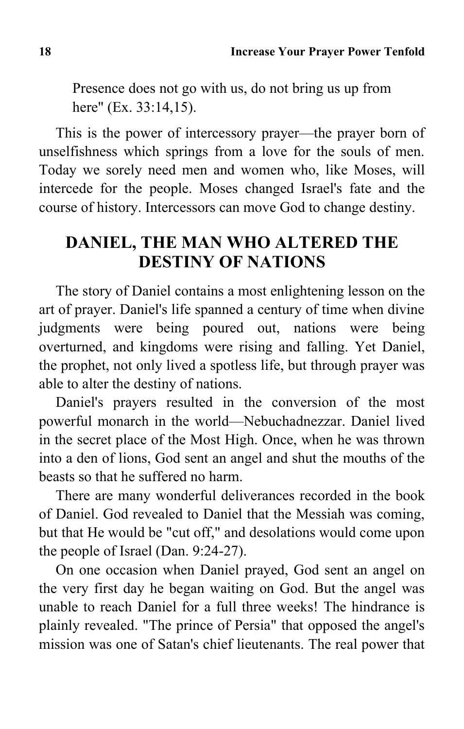> Presence does not go with us, do not bring us up from here" (Ex. 33:14,15).

This is the power of intercessory prayer—the prayer born of unselfishness which springs from a love for the souls of men. Today we sorely need men and women who, like Moses, will intercede for the people. Moses changed Israel's fate and the course of history. Intercessors can move God to change destiny.

## DANIEL, THE MAN WHO ALTERED THE DESTINY OF NATIONS

The story of Daniel contains a most enlightening lesson on the art of prayer. Daniel's life spanned a century of time when divine judgments were being poured out, nations were being overturned, and kingdoms were rising and falling. Yet Daniel, the prophet, not only lived a spotless life, but through prayer was able to alter the destiny of nations.

Daniel's prayers resulted in the conversion of the most powerful monarch in the world—Nebuchadnezzar. Daniel lived in the secret place of the Most High. Once, when he was thrown into a den of lions, God sent an angel and shut the mouths of the beasts so that he suffered no harm.

There are many wonderful deliverances recorded in the book of Daniel. God revealed to Daniel that the Messiah was coming, but that He would be "cut off," and desolations would come upon the people of Israel (Dan. 9:24-27).

On one occasion when Daniel prayed, God sent an angel on the very first day he began waiting on God. But the angel was unable to reach Daniel for a full three weeks! The hindrance is plainly revealed. "The prince of Persia" that opposed the angel's mission was one of Satan's chief lieutenants. The real power that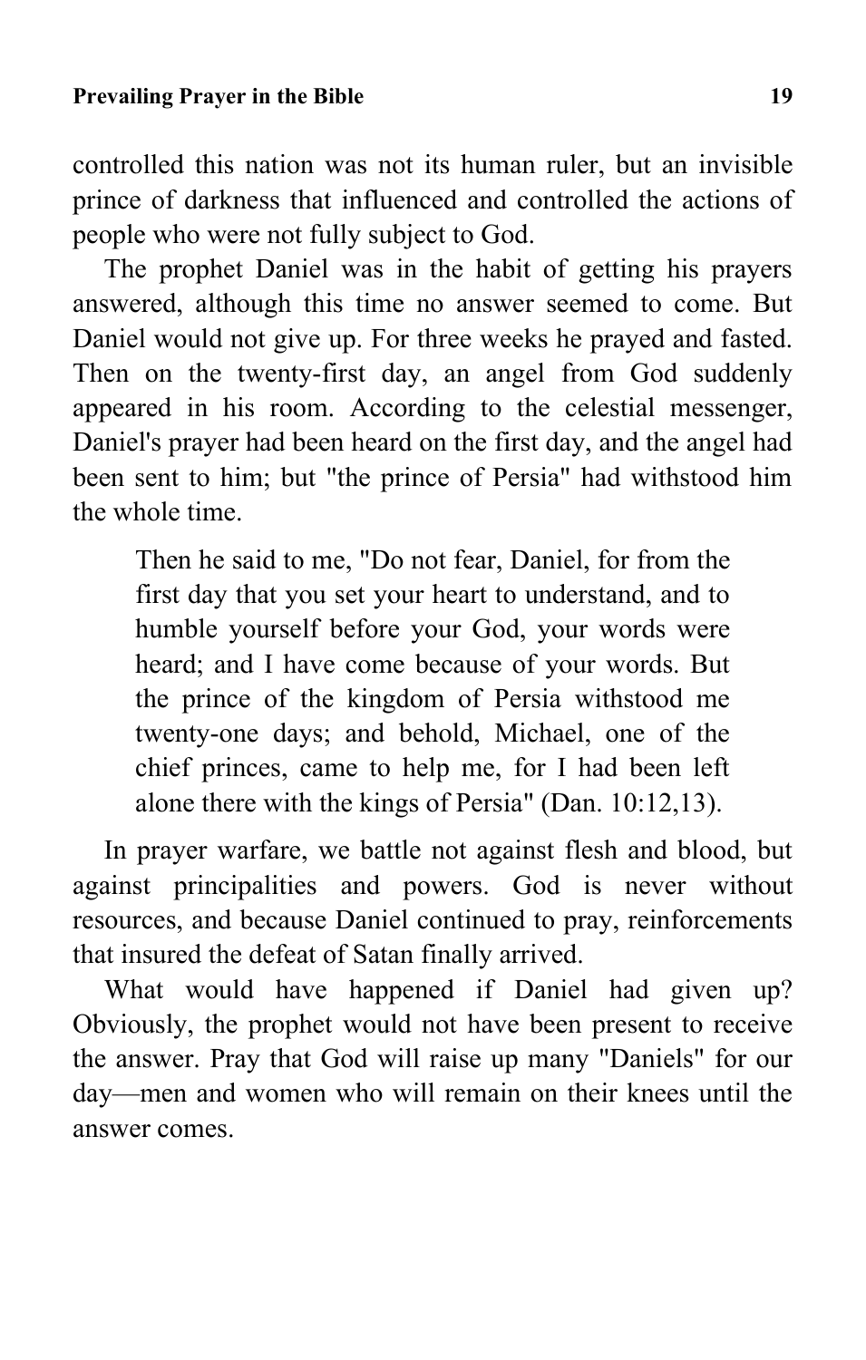controlled this nation was not its human ruler, but an invisible prince of darkness that influenced and controlled the actions of people who were not fully subject to God.

The prophet Daniel was in the habit of getting his prayers answered, although this time no answer seemed to come. But Daniel would not give up. For three weeks he prayed and fasted. Then on the twenty-first day, an angel from God suddenly appeared in his room. According to the celestial messenger, Daniel's prayer had been heard on the first day, and the angel had been sent to him; but "the prince of Persia" had withstood him the whole time.

> Then he said to me, "Do not fear, Daniel, for from the first day that you set your heart to understand, and to humble yourself before your God, your words were heard; and I have come because of your words. But the prince of the kingdom of Persia withstood me twenty-one days; and behold, Michael, one of the chief princes, came to help me, for I had been left alone there with the kings of Persia" (Dan. 10:12,13).

In prayer warfare, we battle not against flesh and blood, but against principalities and powers. God is never without resources, and because Daniel continued to pray, reinforcements that insured the defeat of Satan finally arrived.

What would have happened if Daniel had given up? Obviously, the prophet would not have been present to receive the answer. Pray that God will raise up many "Daniels" for our day—men and women who will remain on their knees until the answer comes.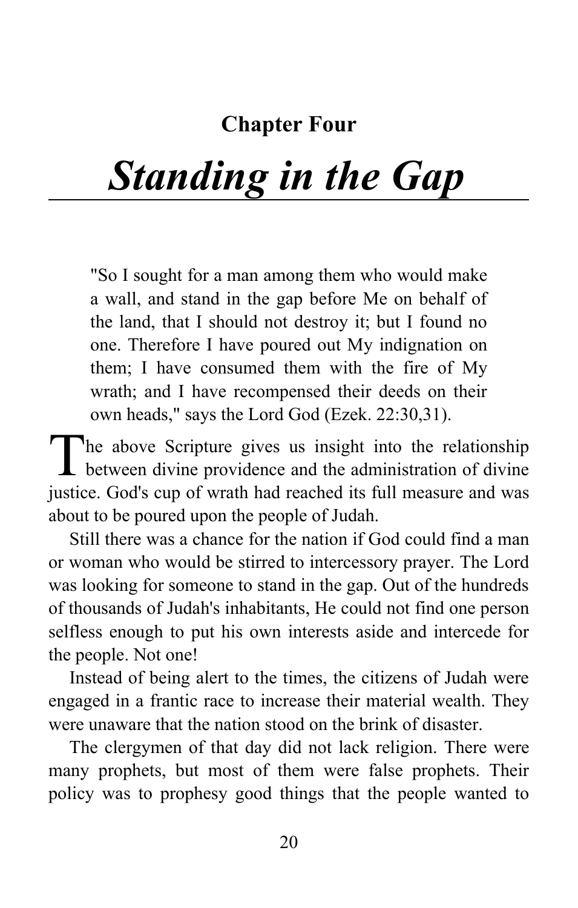## Chapter Four

# *Standing in the Gap*

> "So I sought for a man among them who would make a wall, and stand in the gap before Me on behalf of the land, that I should not destroy it; but I found no one. Therefore I have poured out My indignation on them; I have consumed them with the fire of My wrath; and I have recompensed their deeds on their own heads," says the Lord God (Ezek. 22:30,31).

The above Scripture gives us insight into the relationship between divine providence and the administration of divine justice. God's cup of wrath had reached its full measure and was about to be poured upon the people of Judah.

Still there was a chance for the nation if God could find a man or woman who would be stirred to intercessory prayer. The Lord was looking for someone to stand in the gap. Out of the hundreds of thousands of Judah's inhabitants, He could not find one person selfless enough to put his own interests aside and intercede for the people. Not one!

Instead of being alert to the times, the citizens of Judah were engaged in a frantic race to increase their material wealth. They were unaware that the nation stood on the brink of disaster.

The clergymen of that day did not lack religion. There were many prophets, but most of them were false prophets. Their policy was to prophesy good things that the people wanted to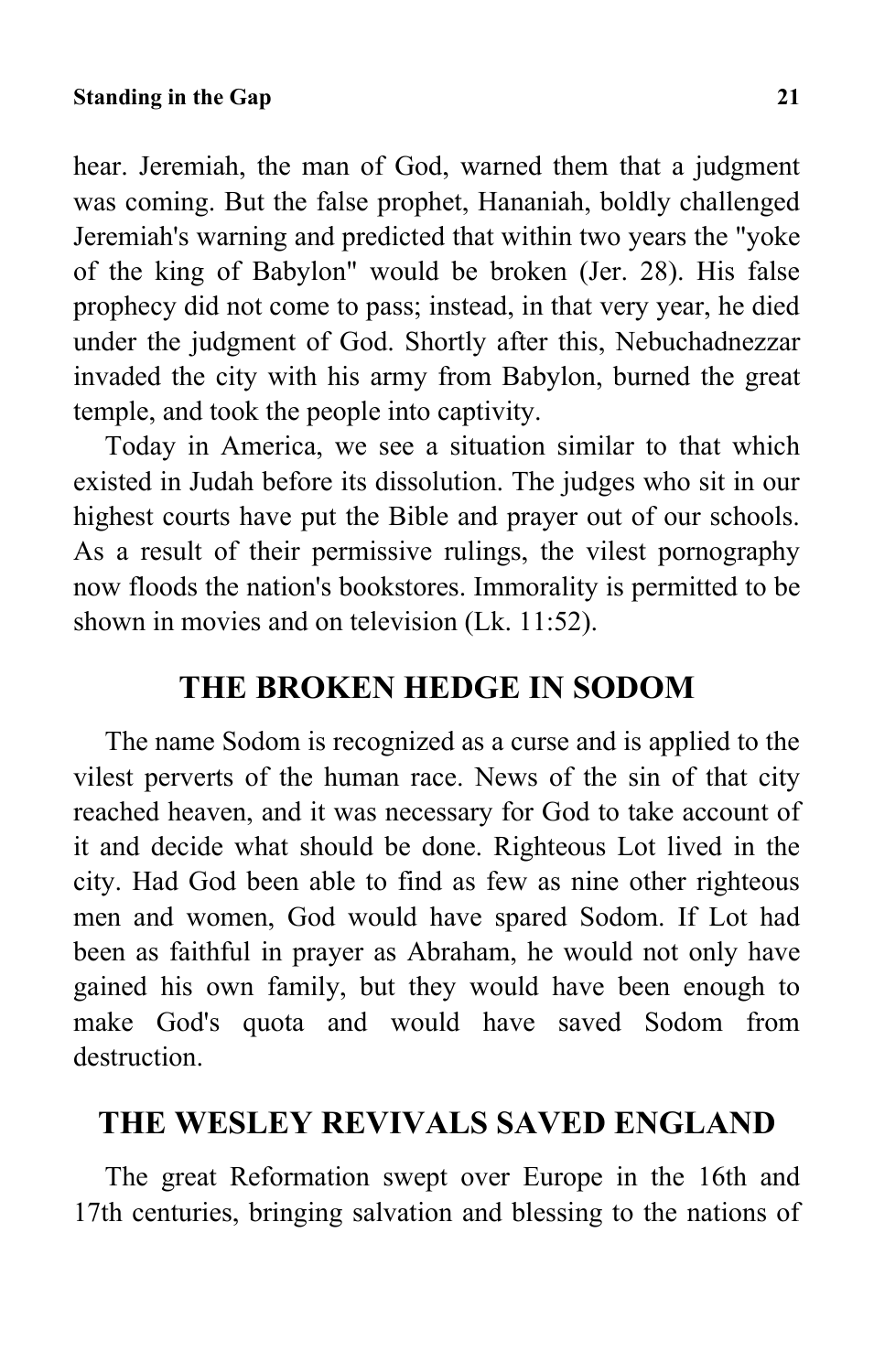hear. Jeremiah, the man of God, warned them that a judgment was coming. But the false prophet, Hananiah, boldly challenged Jeremiah's warning and predicted that within two years the "yoke of the king of Babylon" would be broken (Jer. 28). His false prophecy did not come to pass; instead, in that very year, he died under the judgment of God. Shortly after this, Nebuchadnezzar invaded the city with his army from Babylon, burned the great temple, and took the people into captivity.

Today in America, we see a situation similar to that which existed in Judah before its dissolution. The judges who sit in our highest courts have put the Bible and prayer out of our schools. As a result of their permissive rulings, the vilest pornography now floods the nation's bookstores. Immorality is permitted to be shown in movies and on television (Lk. 11:52).

## THE BROKEN HEDGE IN SODOM

The name Sodom is recognized as a curse and is applied to the vilest perverts of the human race. News of the sin of that city reached heaven, and it was necessary for God to take account of it and decide what should be done. Righteous Lot lived in the city. Had God been able to find as few as nine other righteous men and women, God would have spared Sodom. If Lot had been as faithful in prayer as Abraham, he would not only have gained his own family, but they would have been enough to make God's quota and would have saved Sodom from destruction.

## THE WESLEY REVIVALS SAVED ENGLAND

The great Reformation swept over Europe in the 16th and 17th centuries, bringing salvation and blessing to the nations of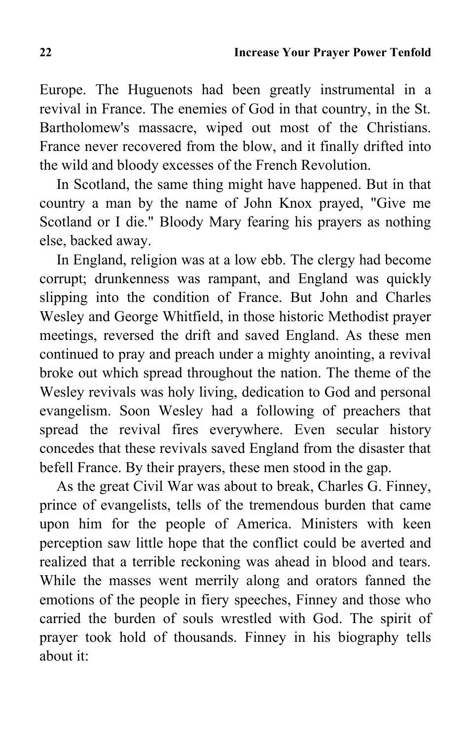Europe. The Huguenots had been greatly instrumental in a revival in France. The enemies of God in that country, in the St. Bartholomew's massacre, wiped out most of the Christians. France never recovered from the blow, and it finally drifted into the wild and bloody excesses of the French Revolution.

In Scotland, the same thing might have happened. But in that country a man by the name of John Knox prayed, "Give me Scotland or I die." Bloody Mary fearing his prayers as nothing else, backed away.

In England, religion was at a low ebb. The clergy had become corrupt; drunkenness was rampant, and England was quickly slipping into the condition of France. But John and Charles Wesley and George Whitfield, in those historic Methodist prayer meetings, reversed the drift and saved England. As these men continued to pray and preach under a mighty anointing, a revival broke out which spread throughout the nation. The theme of the Wesley revivals was holy living, dedication to God and personal evangelism. Soon Wesley had a following of preachers that spread the revival fires everywhere. Even secular history concedes that these revivals saved England from the disaster that befell France. By their prayers, these men stood in the gap.

As the great Civil War was about to break, Charles G. Finney, prince of evangelists, tells of the tremendous burden that came upon him for the people of America. Ministers with keen perception saw little hope that the conflict could be averted and realized that a terrible reckoning was ahead in blood and tears. While the masses went merrily along and orators fanned the emotions of the people in fiery speeches, Finney and those who carried the burden of souls wrestled with God. The spirit of prayer took hold of thousands. Finney in his biography tells about it: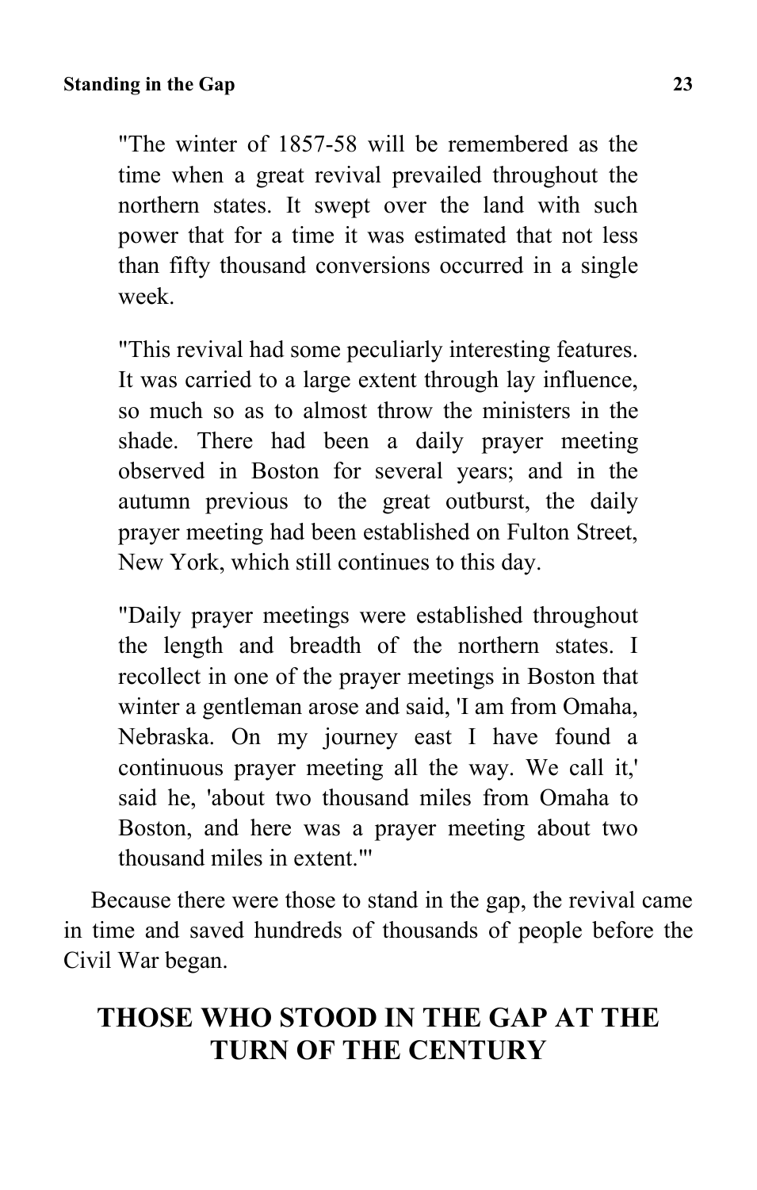> "The winter of 1857-58 will be remembered as the time when a great revival prevailed throughout the northern states. It swept over the land with such power that for a time it was estimated that not less than fifty thousand conversions occurred in a single week.
>
> "This revival had some peculiarly interesting features. It was carried to a large extent through lay influence, so much so as to almost throw the ministers in the shade. There had been a daily prayer meeting observed in Boston for several years; and in the autumn previous to the great outburst, the daily prayer meeting had been established on Fulton Street, New York, which still continues to this day.
>
> "Daily prayer meetings were established throughout the length and breadth of the northern states. I recollect in one of the prayer meetings in Boston that winter a gentleman arose and said, 'I am from Omaha, Nebraska. On my journey east I have found a continuous prayer meeting all the way. We call it,' said he, 'about two thousand miles from Omaha to Boston, and here was a prayer meeting about two thousand miles in extent.'"

Because there were those to stand in the gap, the revival came in time and saved hundreds of thousands of people before the Civil War began.

## THOSE WHO STOOD IN THE GAP AT THE TURN OF THE CENTURY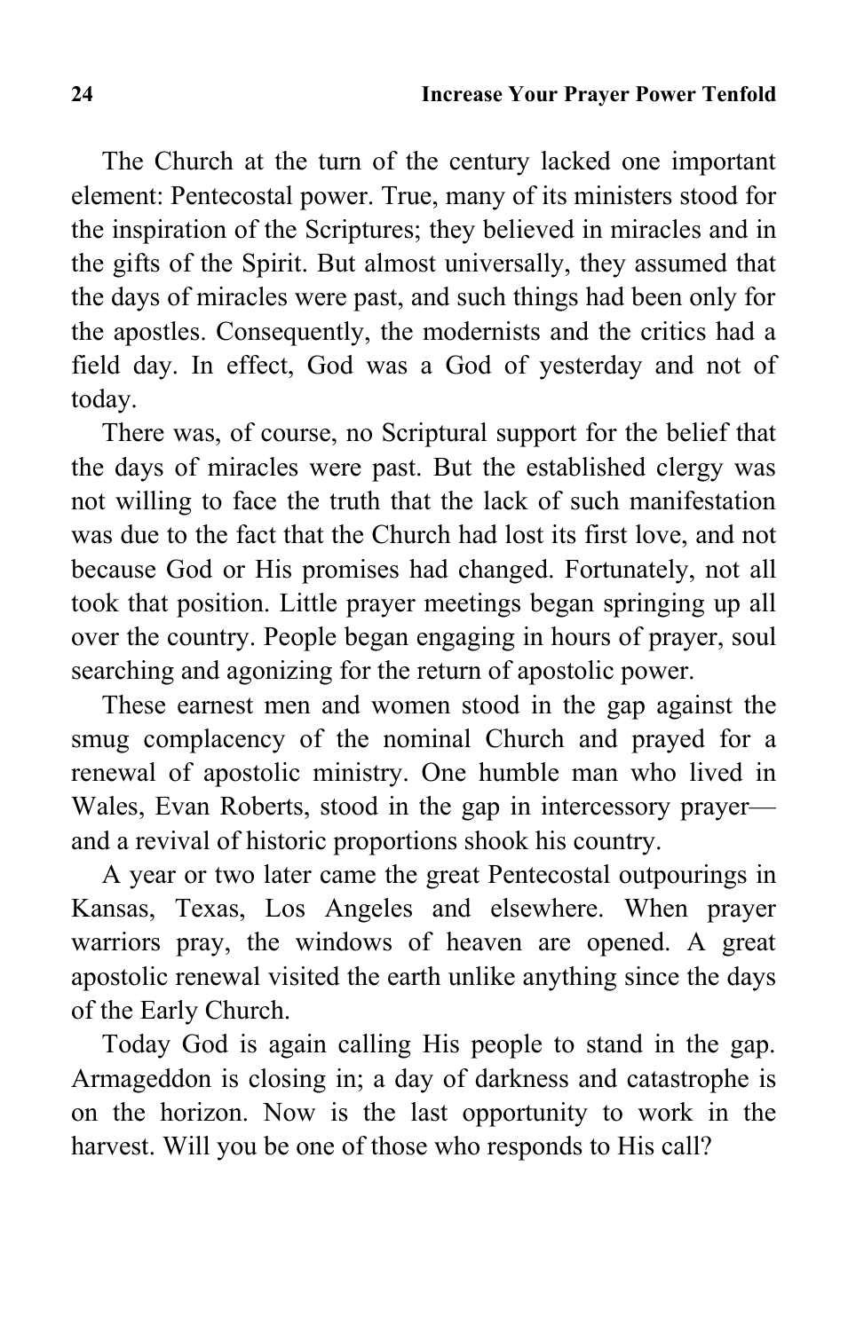The Church at the turn of the century lacked one important element: Pentecostal power. True, many of its ministers stood for the inspiration of the Scriptures; they believed in miracles and in the gifts of the Spirit. But almost universally, they assumed that the days of miracles were past, and such things had been only for the apostles. Consequently, the modernists and the critics had a field day. In effect, God was a God of yesterday and not of today.

There was, of course, no Scriptural support for the belief that the days of miracles were past. But the established clergy was not willing to face the truth that the lack of such manifestation was due to the fact that the Church had lost its first love, and not because God or His promises had changed. Fortunately, not all took that position. Little prayer meetings began springing up all over the country. People began engaging in hours of prayer, soul searching and agonizing for the return of apostolic power.

These earnest men and women stood in the gap against the smug complacency of the nominal Church and prayed for a renewal of apostolic ministry. One humble man who lived in Wales, Evan Roberts, stood in the gap in intercessory prayer—and a revival of historic proportions shook his country.

A year or two later came the great Pentecostal outpourings in Kansas, Texas, Los Angeles and elsewhere. When prayer warriors pray, the windows of heaven are opened. A great apostolic renewal visited the earth unlike anything since the days of the Early Church.

Today God is again calling His people to stand in the gap. Armageddon is closing in; a day of darkness and catastrophe is on the horizon. Now is the last opportunity to work in the harvest. Will you be one of those who responds to His call?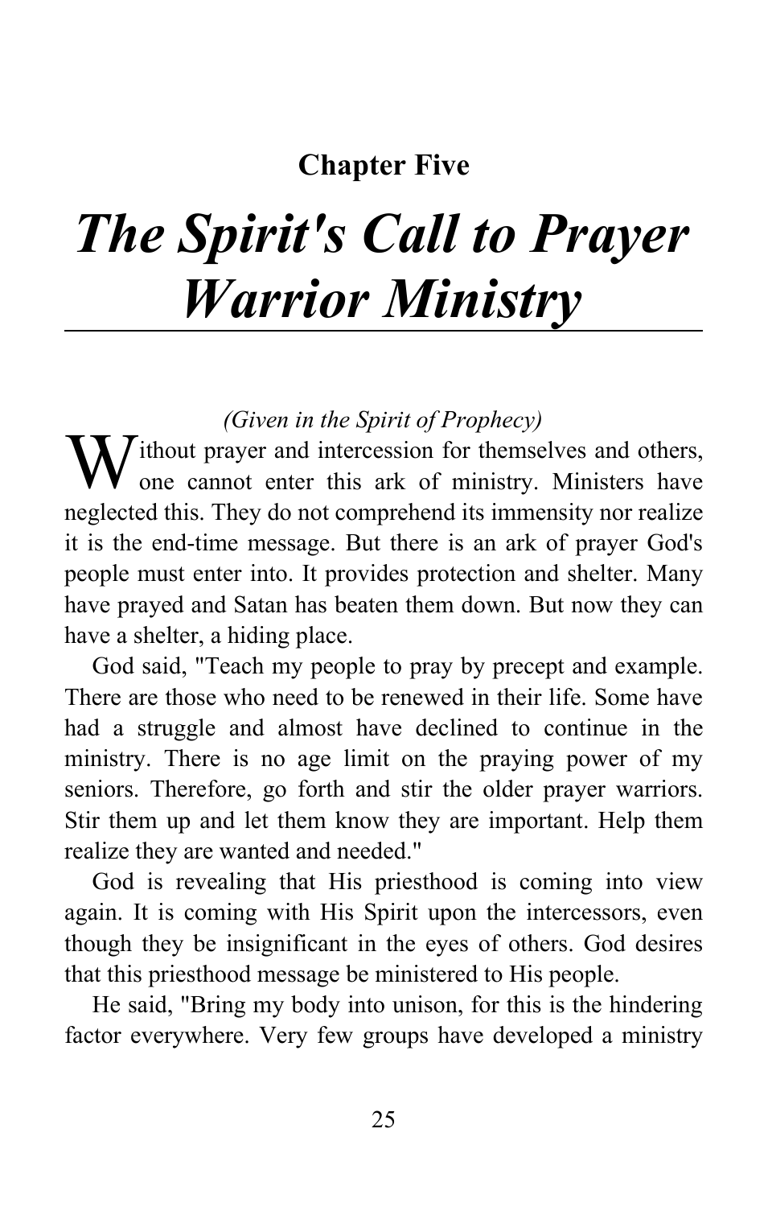**Chapter Five**

# *The Spirit's Call to Prayer Warrior Ministry*

*(Given in the Spirit of Prophecy)*

Without prayer and intercession for themselves and others, one cannot enter this ark of ministry. Ministers have neglected this. They do not comprehend its immensity nor realize it is the end-time message. But there is an ark of prayer God's people must enter into. It provides protection and shelter. Many have prayed and Satan has beaten them down. But now they can have a shelter, a hiding place.

God said, "Teach my people to pray by precept and example. There are those who need to be renewed in their life. Some have had a struggle and almost have declined to continue in the ministry. There is no age limit on the praying power of my seniors. Therefore, go forth and stir the older prayer warriors. Stir them up and let them know they are important. Help them realize they are wanted and needed."

God is revealing that His priesthood is coming into view again. It is coming with His Spirit upon the intercessors, even though they be insignificant in the eyes of others. God desires that this priesthood message be ministered to His people.

He said, "Bring my body into unison, for this is the hindering factor everywhere. Very few groups have developed a ministry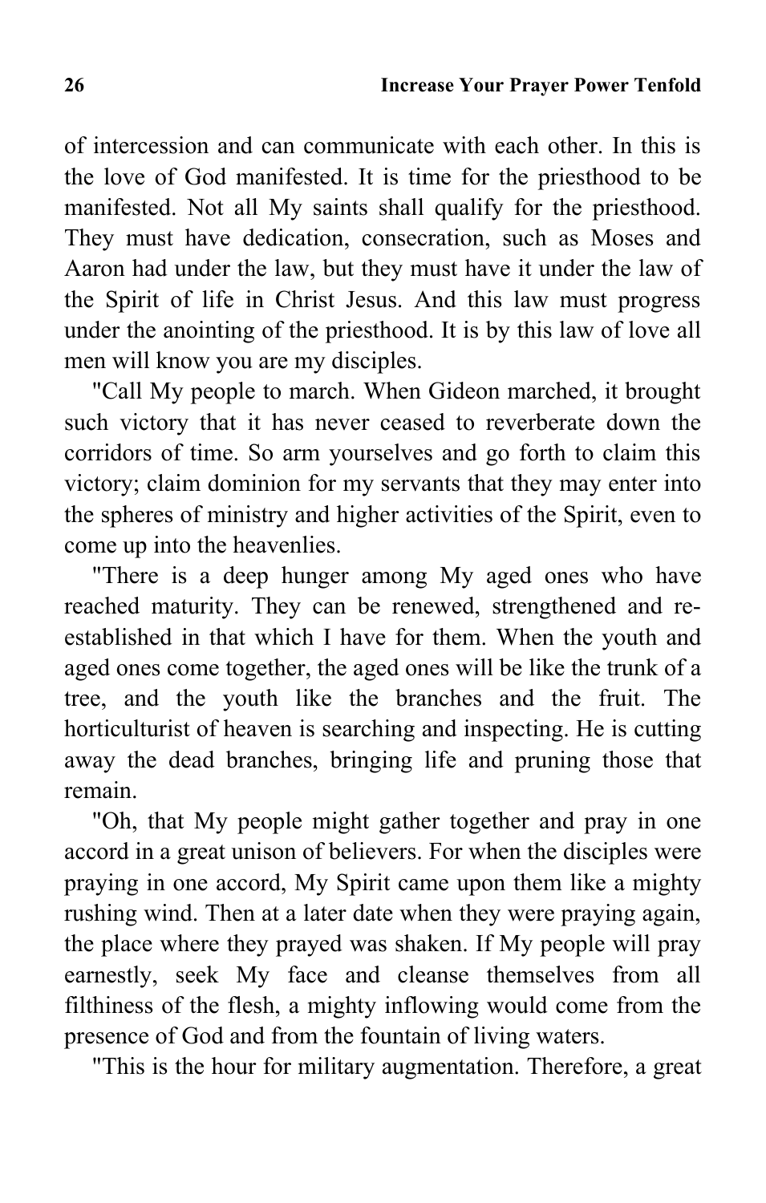of intercession and can communicate with each other. In this is the love of God manifested. It is time for the priesthood to be manifested. Not all My saints shall qualify for the priesthood. They must have dedication, consecration, such as Moses and Aaron had under the law, but they must have it under the law of the Spirit of life in Christ Jesus. And this law must progress under the anointing of the priesthood. It is by this law of love all men will know you are my disciples.

"Call My people to march. When Gideon marched, it brought such victory that it has never ceased to reverberate down the corridors of time. So arm yourselves and go forth to claim this victory; claim dominion for my servants that they may enter into the spheres of ministry and higher activities of the Spirit, even to come up into the heavenlies.

"There is a deep hunger among My aged ones who have reached maturity. They can be renewed, strengthened and re-established in that which I have for them. When the youth and aged ones come together, the aged ones will be like the trunk of a tree, and the youth like the branches and the fruit. The horticulturist of heaven is searching and inspecting. He is cutting away the dead branches, bringing life and pruning those that remain.

"Oh, that My people might gather together and pray in one accord in a great unison of believers. For when the disciples were praying in one accord, My Spirit came upon them like a mighty rushing wind. Then at a later date when they were praying again, the place where they prayed was shaken. If My people will pray earnestly, seek My face and cleanse themselves from all filthiness of the flesh, a mighty inflowing would come from the presence of God and from the fountain of living waters.

"This is the hour for military augmentation. Therefore, a great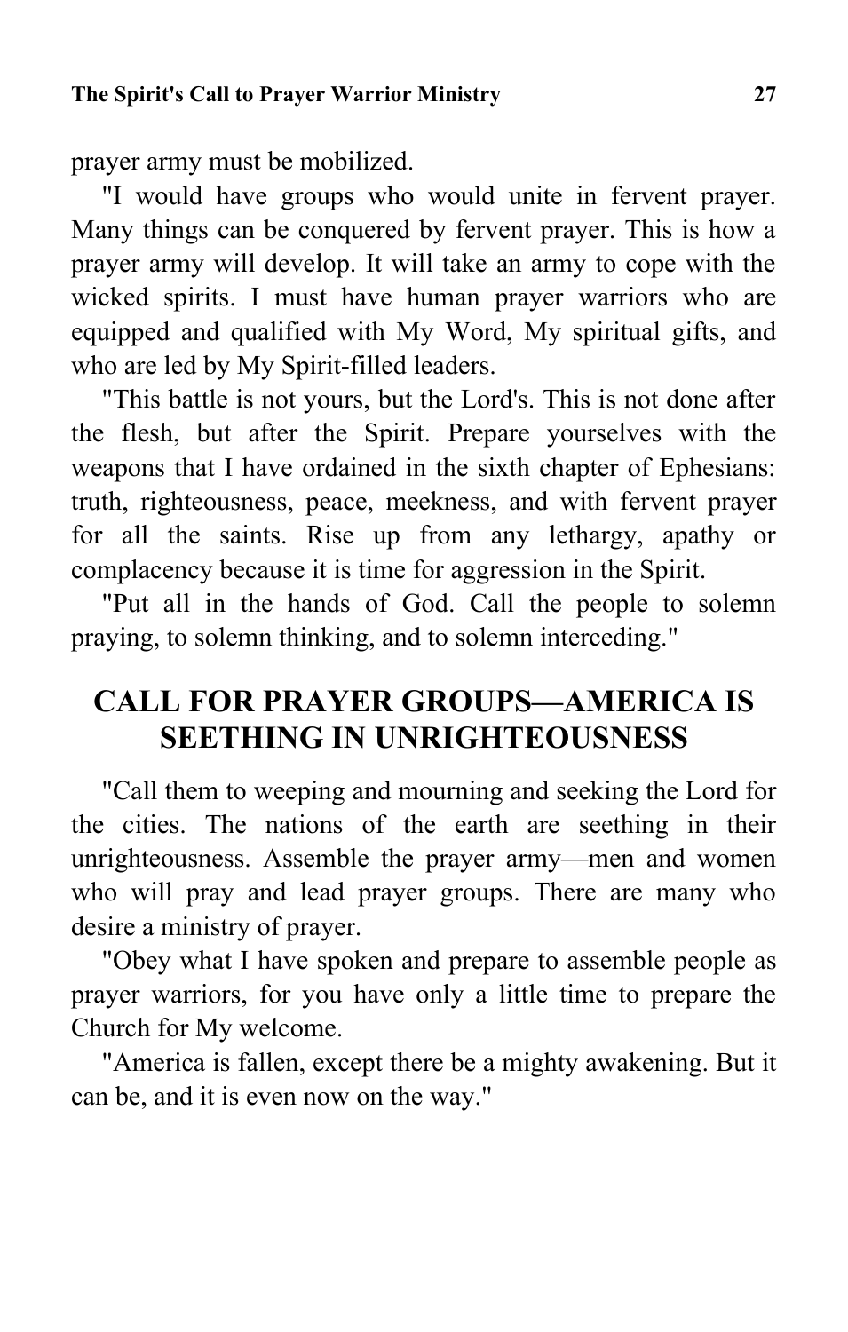prayer army must be mobilized.

"I would have groups who would unite in fervent prayer. Many things can be conquered by fervent prayer. This is how a prayer army will develop. It will take an army to cope with the wicked spirits. I must have human prayer warriors who are equipped and qualified with My Word, My spiritual gifts, and who are led by My Spirit-filled leaders.

"This battle is not yours, but the Lord's. This is not done after the flesh, but after the Spirit. Prepare yourselves with the weapons that I have ordained in the sixth chapter of Ephesians: truth, righteousness, peace, meekness, and with fervent prayer for all the saints. Rise up from any lethargy, apathy or complacency because it is time for aggression in the Spirit.

"Put all in the hands of God. Call the people to solemn praying, to solemn thinking, and to solemn interceding."

## CALL FOR PRAYER GROUPS—AMERICA IS SEETHING IN UNRIGHTEOUSNESS

"Call them to weeping and mourning and seeking the Lord for the cities. The nations of the earth are seething in their unrighteousness. Assemble the prayer army—men and women who will pray and lead prayer groups. There are many who desire a ministry of prayer.

"Obey what I have spoken and prepare to assemble people as prayer warriors, for you have only a little time to prepare the Church for My welcome.

"America is fallen, except there be a mighty awakening. But it can be, and it is even now on the way."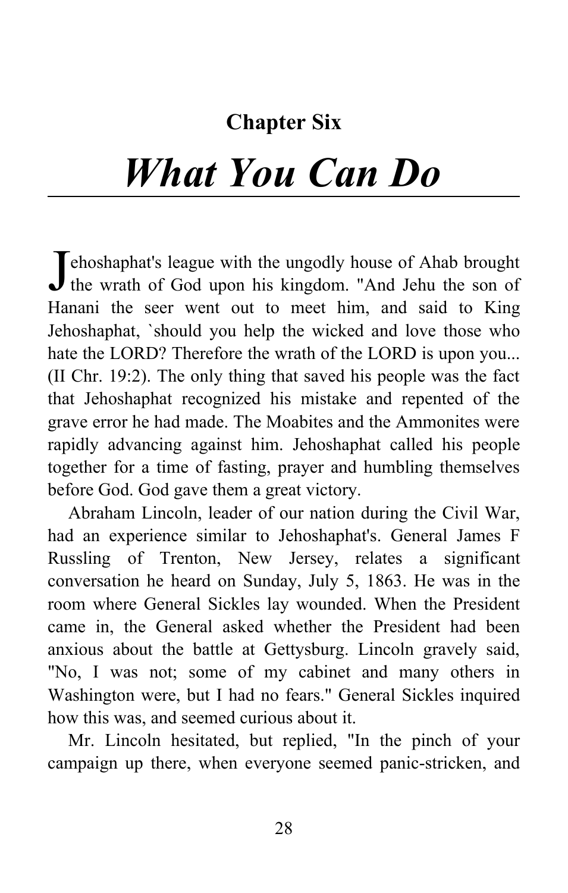## Chapter Six

# *What You Can Do*

Jehoshaphat's league with the ungodly house of Ahab brought the wrath of God upon his kingdom. "And Jehu the son of Hanani the seer went out to meet him, and said to King Jehoshaphat, `should you help the wicked and love those who hate the LORD? Therefore the wrath of the LORD is upon you... (II Chr. 19:2). The only thing that saved his people was the fact that Jehoshaphat recognized his mistake and repented of the grave error he had made. The Moabites and the Ammonites were rapidly advancing against him. Jehoshaphat called his people together for a time of fasting, prayer and humbling themselves before God. God gave them a great victory.

Abraham Lincoln, leader of our nation during the Civil War, had an experience similar to Jehoshaphat's. General James F Russling of Trenton, New Jersey, relates a significant conversation he heard on Sunday, July 5, 1863. He was in the room where General Sickles lay wounded. When the President came in, the General asked whether the President had been anxious about the battle at Gettysburg. Lincoln gravely said, "No, I was not; some of my cabinet and many others in Washington were, but I had no fears." General Sickles inquired how this was, and seemed curious about it.

Mr. Lincoln hesitated, but replied, "In the pinch of your campaign up there, when everyone seemed panic-stricken, and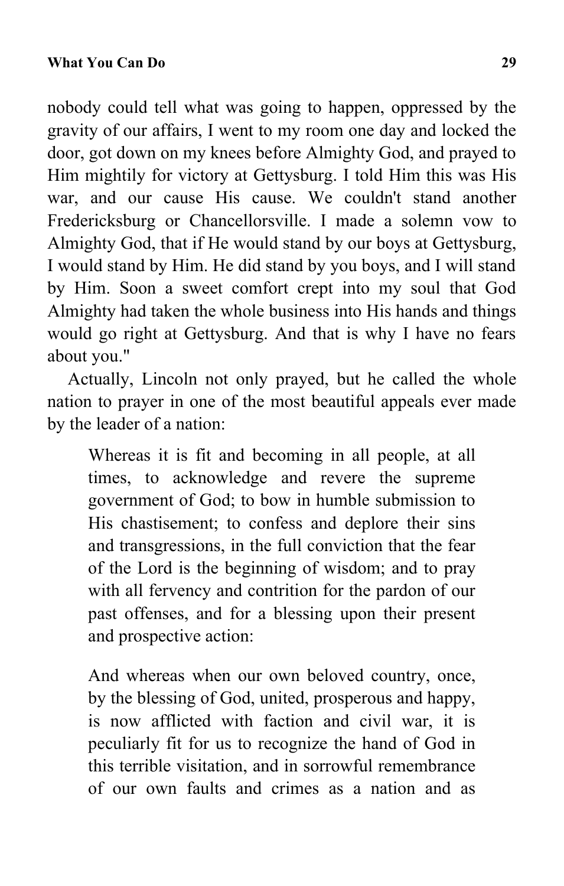nobody could tell what was going to happen, oppressed by the gravity of our affairs, I went to my room one day and locked the door, got down on my knees before Almighty God, and prayed to Him mightily for victory at Gettysburg. I told Him this was His war, and our cause His cause. We couldn't stand another Fredericksburg or Chancellorsville. I made a solemn vow to Almighty God, that if He would stand by our boys at Gettysburg, I would stand by Him. He did stand by you boys, and I will stand by Him. Soon a sweet comfort crept into my soul that God Almighty had taken the whole business into His hands and things would go right at Gettysburg. And that is why I have no fears about you."

Actually, Lincoln not only prayed, but he called the whole nation to prayer in one of the most beautiful appeals ever made by the leader of a nation:

> Whereas it is fit and becoming in all people, at all times, to acknowledge and revere the supreme government of God; to bow in humble submission to His chastisement; to confess and deplore their sins and transgressions, in the full conviction that the fear of the Lord is the beginning of wisdom; and to pray with all fervency and contrition for the pardon of our past offenses, and for a blessing upon their present and prospective action:
>
> And whereas when our own beloved country, once, by the blessing of God, united, prosperous and happy, is now afflicted with faction and civil war, it is peculiarly fit for us to recognize the hand of God in this terrible visitation, and in sorrowful remembrance of our own faults and crimes as a nation and as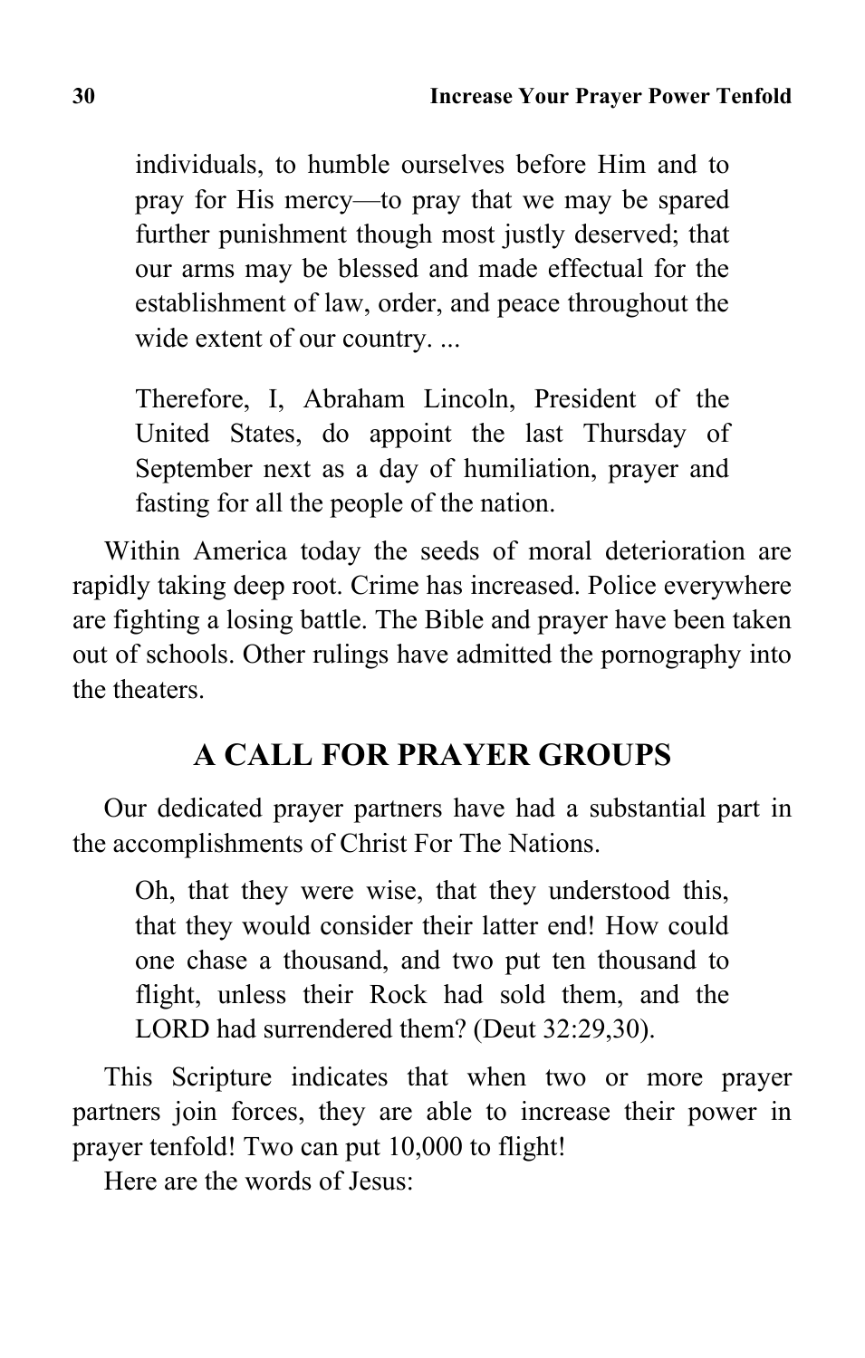> individuals, to humble ourselves before Him and to pray for His mercy—to pray that we may be spared further punishment though most justly deserved; that our arms may be blessed and made effectual for the establishment of law, order, and peace throughout the wide extent of our country. ...
>
> Therefore, I, Abraham Lincoln, President of the United States, do appoint the last Thursday of September next as a day of humiliation, prayer and fasting for all the people of the nation.

Within America today the seeds of moral deterioration are rapidly taking deep root. Crime has increased. Police everywhere are fighting a losing battle. The Bible and prayer have been taken out of schools. Other rulings have admitted the pornography into the theaters.

## A CALL FOR PRAYER GROUPS

Our dedicated prayer partners have had a substantial part in the accomplishments of Christ For The Nations.

> Oh, that they were wise, that they understood this, that they would consider their latter end! How could one chase a thousand, and two put ten thousand to flight, unless their Rock had sold them, and the LORD had surrendered them? (Deut 32:29,30).

This Scripture indicates that when two or more prayer partners join forces, they are able to increase their power in prayer tenfold! Two can put 10,000 to flight!

Here are the words of Jesus: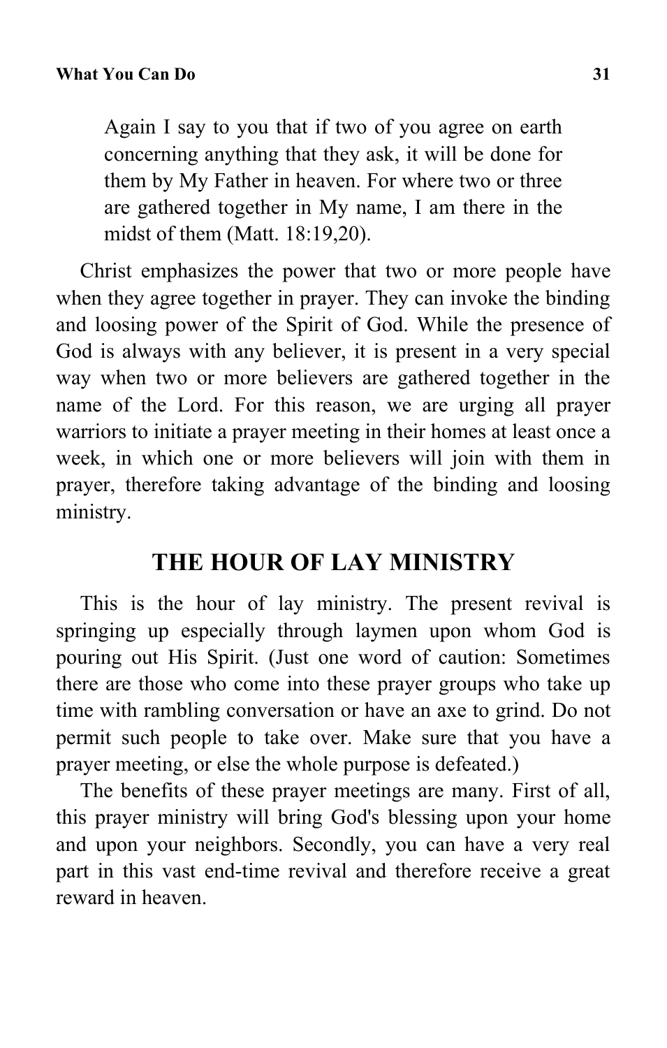> Again I say to you that if two of you agree on earth concerning anything that they ask, it will be done for them by My Father in heaven. For where two or three are gathered together in My name, I am there in the midst of them (Matt. 18:19,20).

Christ emphasizes the power that two or more people have when they agree together in prayer. They can invoke the binding and loosing power of the Spirit of God. While the presence of God is always with any believer, it is present in a very special way when two or more believers are gathered together in the name of the Lord. For this reason, we are urging all prayer warriors to initiate a prayer meeting in their homes at least once a week, in which one or more believers will join with them in prayer, therefore taking advantage of the binding and loosing ministry.

## THE HOUR OF LAY MINISTRY

This is the hour of lay ministry. The present revival is springing up especially through laymen upon whom God is pouring out His Spirit. (Just one word of caution: Sometimes there are those who come into these prayer groups who take up time with rambling conversation or have an axe to grind. Do not permit such people to take over. Make sure that you have a prayer meeting, or else the whole purpose is defeated.)

The benefits of these prayer meetings are many. First of all, this prayer ministry will bring God's blessing upon your home and upon your neighbors. Secondly, you can have a very real part in this vast end-time revival and therefore receive a great reward in heaven.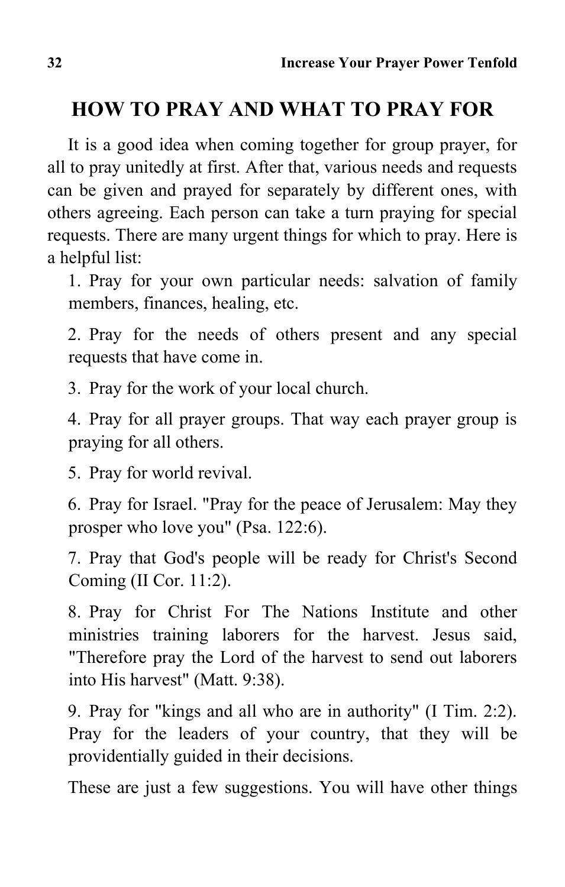## HOW TO PRAY AND WHAT TO PRAY FOR

It is a good idea when coming together for group prayer, for all to pray unitedly at first. After that, various needs and requests can be given and prayed for separately by different ones, with others agreeing. Each person can take a turn praying for special requests. There are many urgent things for which to pray. Here is a helpful list:

1. Pray for your own particular needs: salvation of family members, finances, healing, etc.
2. Pray for the needs of others present and any special requests that have come in.
3. Pray for the work of your local church.
4. Pray for all prayer groups. That way each prayer group is praying for all others.
5. Pray for world revival.
6. Pray for Israel. "Pray for the peace of Jerusalem: May they prosper who love you" (Psa. 122:6).
7. Pray that God's people will be ready for Christ's Second Coming (II Cor. 11:2).
8. Pray for Christ For The Nations Institute and other ministries training laborers for the harvest. Jesus said, "Therefore pray the Lord of the harvest to send out laborers into His harvest" (Matt. 9:38).
9. Pray for "kings and all who are in authority" (I Tim. 2:2). Pray for the leaders of your country, that they will be providentially guided in their decisions.

These are just a few suggestions. You will have other things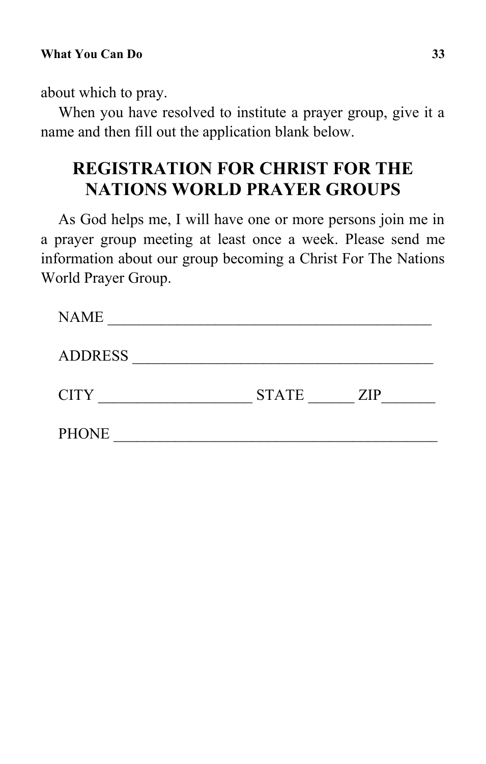about which to pray.

When you have resolved to institute a prayer group, give it a name and then fill out the application blank below.

## REGISTRATION FOR CHRIST FOR THE NATIONS WORLD PRAYER GROUPS

As God helps me, I will have one or more persons join me in a prayer group meeting at least once a week. Please send me information about our group becoming a Christ For The Nations World Prayer Group.

NAME ________________________________________

ADDRESS ______________________________________

CITY ___________________ STATE ______ ZIP_______

PHONE _________________________________________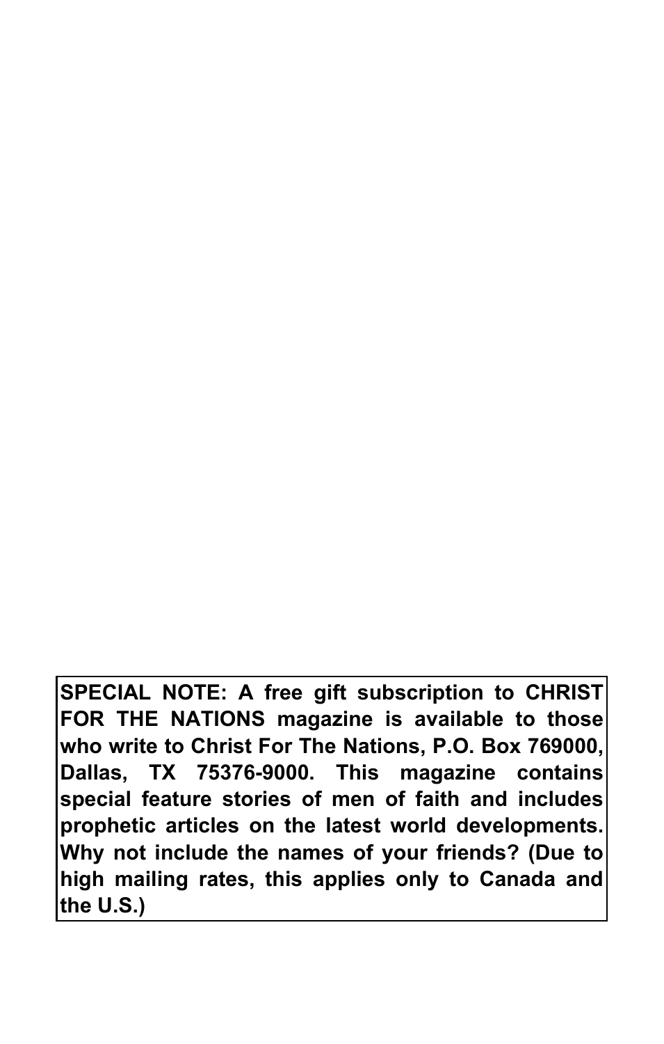**SPECIAL NOTE: A free gift subscription to CHRIST FOR THE NATIONS magazine is available to those who write to Christ For The Nations, P.O. Box 769000, Dallas, TX 75376-9000. This magazine contains special feature stories of men of faith and includes prophetic articles on the latest world developments. Why not include the names of your friends? (Due to high mailing rates, this applies only to Canada and the U.S.)**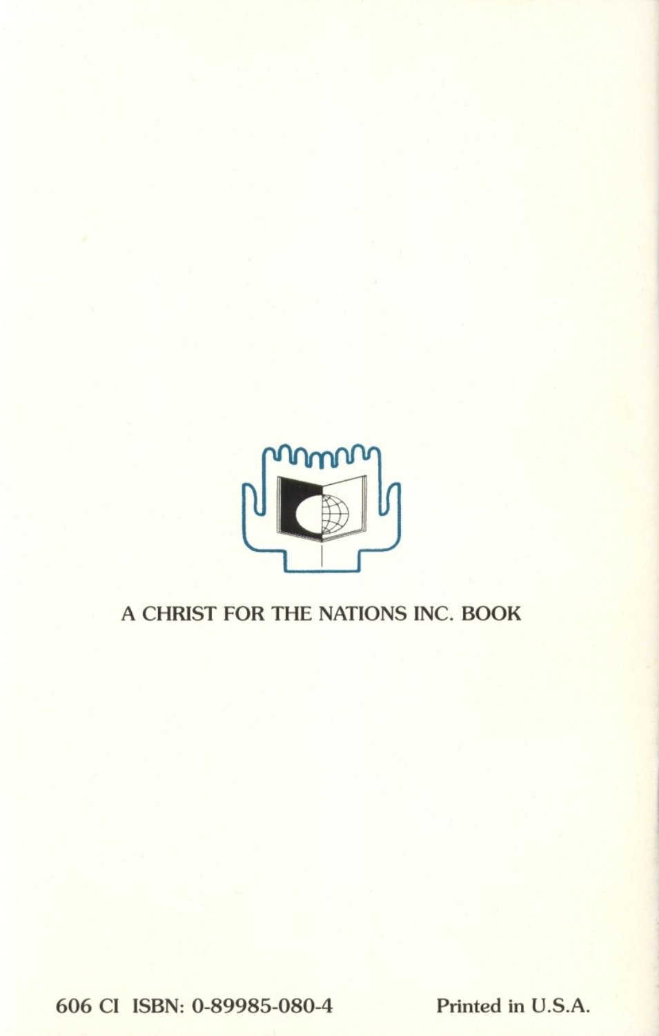A CHRIST FOR THE NATIONS INC. BOOK

606 CI ISBN: 0-89985-080-4

Printed in U.S.A.